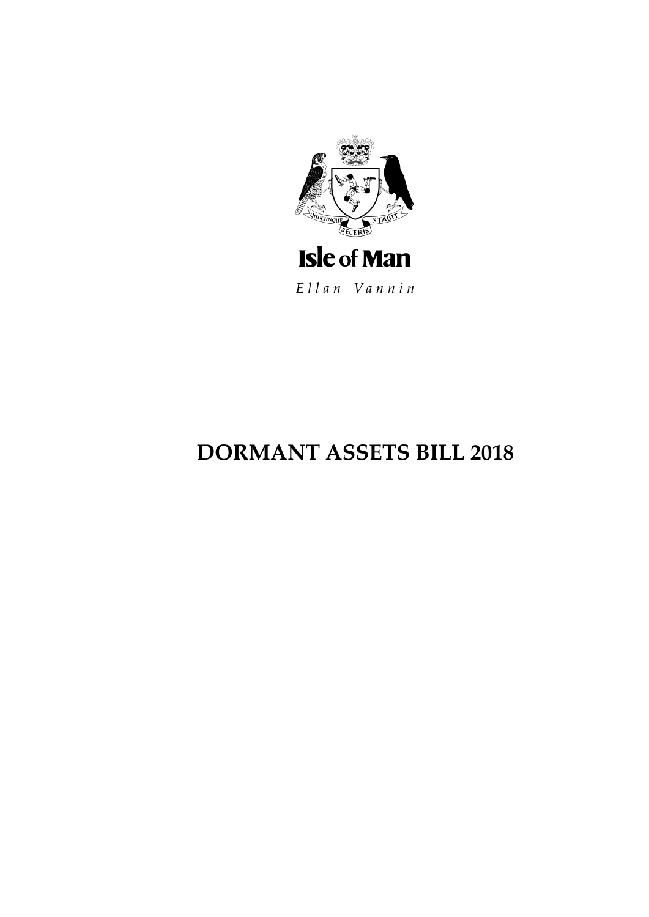Isle of Man

*Ellan Vannin*

# DORMANT ASSETS BILL 2018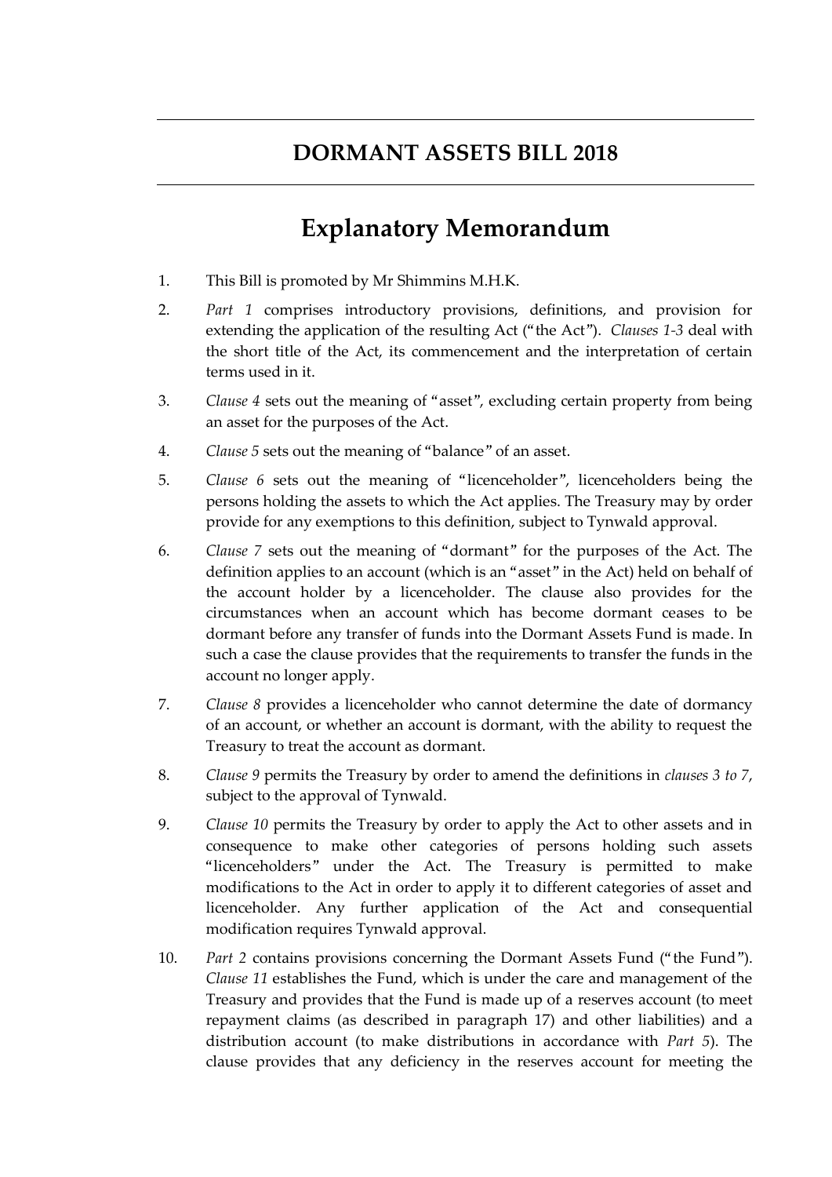# DORMANT ASSETS BILL 2018

## Explanatory Memorandum

1. This Bill is promoted by Mr Shimmins M.H.K.

2. *Part 1* comprises introductory provisions, definitions, and provision for extending the application of the resulting Act ("the Act"). *Clauses 1-3* deal with the short title of the Act, its commencement and the interpretation of certain terms used in it.

3. *Clause 4* sets out the meaning of "asset", excluding certain property from being an asset for the purposes of the Act.

4. *Clause 5* sets out the meaning of "balance" of an asset.

5. *Clause 6* sets out the meaning of "licenceholder", licenceholders being the persons holding the assets to which the Act applies. The Treasury may by order provide for any exemptions to this definition, subject to Tynwald approval.

6. *Clause 7* sets out the meaning of "dormant" for the purposes of the Act. The definition applies to an account (which is an "asset" in the Act) held on behalf of the account holder by a licenceholder. The clause also provides for the circumstances when an account which has become dormant ceases to be dormant before any transfer of funds into the Dormant Assets Fund is made. In such a case the clause provides that the requirements to transfer the funds in the account no longer apply.

7. *Clause 8* provides a licenceholder who cannot determine the date of dormancy of an account, or whether an account is dormant, with the ability to request the Treasury to treat the account as dormant.

8. *Clause 9* permits the Treasury by order to amend the definitions in *clauses 3 to 7*, subject to the approval of Tynwald.

9. *Clause 10* permits the Treasury by order to apply the Act to other assets and in consequence to make other categories of persons holding such assets "licenceholders" under the Act. The Treasury is permitted to make modifications to the Act in order to apply it to different categories of asset and licenceholder. Any further application of the Act and consequential modification requires Tynwald approval.

10. *Part 2* contains provisions concerning the Dormant Assets Fund ("the Fund"). *Clause 11* establishes the Fund, which is under the care and management of the Treasury and provides that the Fund is made up of a reserves account (to meet repayment claims (as described in paragraph 17) and other liabilities) and a distribution account (to make distributions in accordance with *Part 5*). The clause provides that any deficiency in the reserves account for meeting the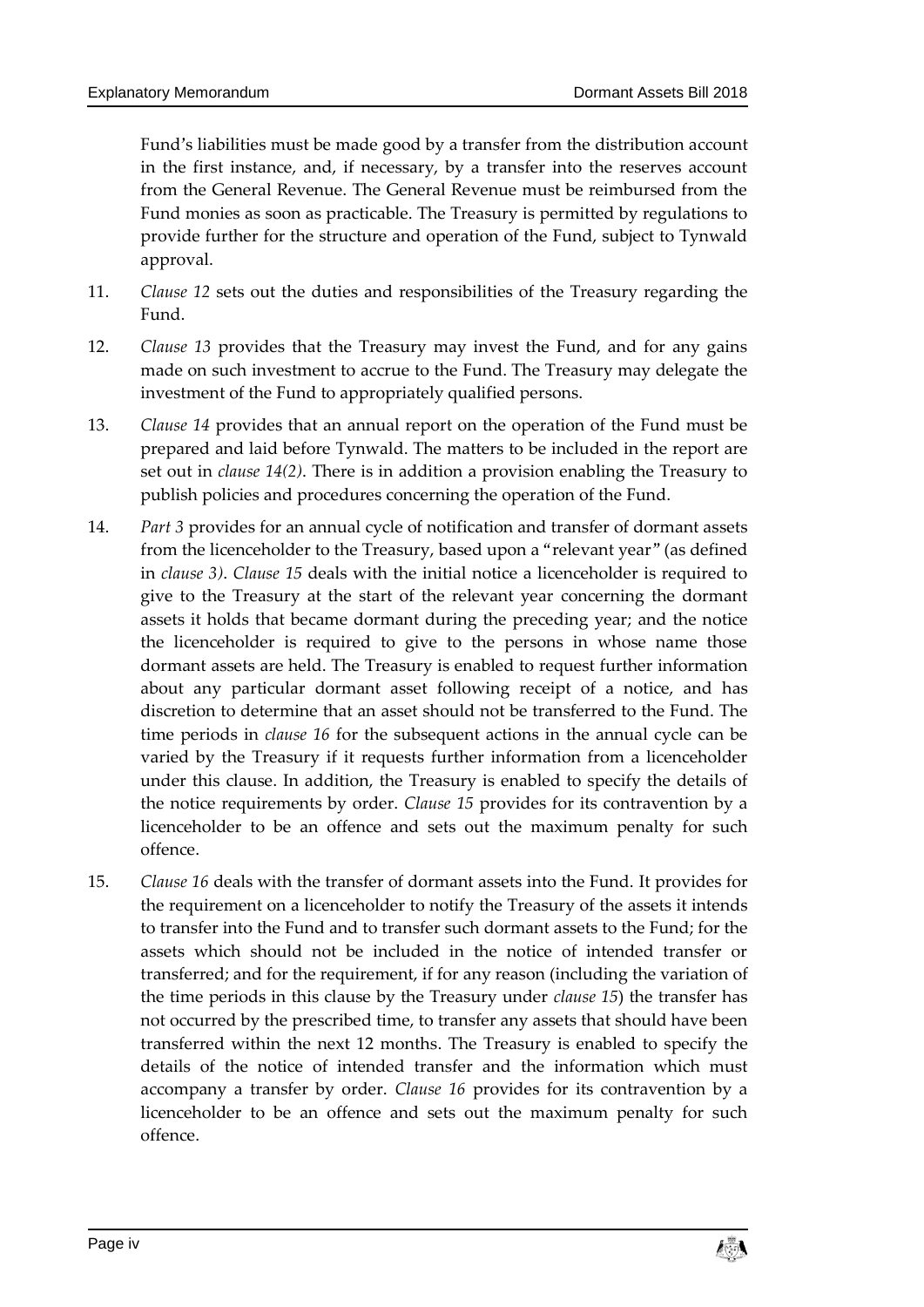Fund's liabilities must be made good by a transfer from the distribution account in the first instance, and, if necessary, by a transfer into the reserves account from the General Revenue. The General Revenue must be reimbursed from the Fund monies as soon as practicable. The Treasury is permitted by regulations to provide further for the structure and operation of the Fund, subject to Tynwald approval.

11. *Clause 12* sets out the duties and responsibilities of the Treasury regarding the Fund.

12. *Clause 13* provides that the Treasury may invest the Fund, and for any gains made on such investment to accrue to the Fund. The Treasury may delegate the investment of the Fund to appropriately qualified persons.

13. *Clause 14* provides that an annual report on the operation of the Fund must be prepared and laid before Tynwald. The matters to be included in the report are set out in *clause 14(2)*. There is in addition a provision enabling the Treasury to publish policies and procedures concerning the operation of the Fund.

14. *Part 3* provides for an annual cycle of notification and transfer of dormant assets from the licenceholder to the Treasury, based upon a "relevant year" (as defined in *clause 3)*. *Clause 15* deals with the initial notice a licenceholder is required to give to the Treasury at the start of the relevant year concerning the dormant assets it holds that became dormant during the preceding year; and the notice the licenceholder is required to give to the persons in whose name those dormant assets are held. The Treasury is enabled to request further information about any particular dormant asset following receipt of a notice, and has discretion to determine that an asset should not be transferred to the Fund. The time periods in *clause 16* for the subsequent actions in the annual cycle can be varied by the Treasury if it requests further information from a licenceholder under this clause. In addition, the Treasury is enabled to specify the details of the notice requirements by order. *Clause 15* provides for its contravention by a licenceholder to be an offence and sets out the maximum penalty for such offence.

15. *Clause 16* deals with the transfer of dormant assets into the Fund. It provides for the requirement on a licenceholder to notify the Treasury of the assets it intends to transfer into the Fund and to transfer such dormant assets to the Fund; for the assets which should not be included in the notice of intended transfer or transferred; and for the requirement, if for any reason (including the variation of the time periods in this clause by the Treasury under *clause 15*) the transfer has not occurred by the prescribed time, to transfer any assets that should have been transferred within the next 12 months. The Treasury is enabled to specify the details of the notice of intended transfer and the information which must accompany a transfer by order. *Clause 16* provides for its contravention by a licenceholder to be an offence and sets out the maximum penalty for such offence.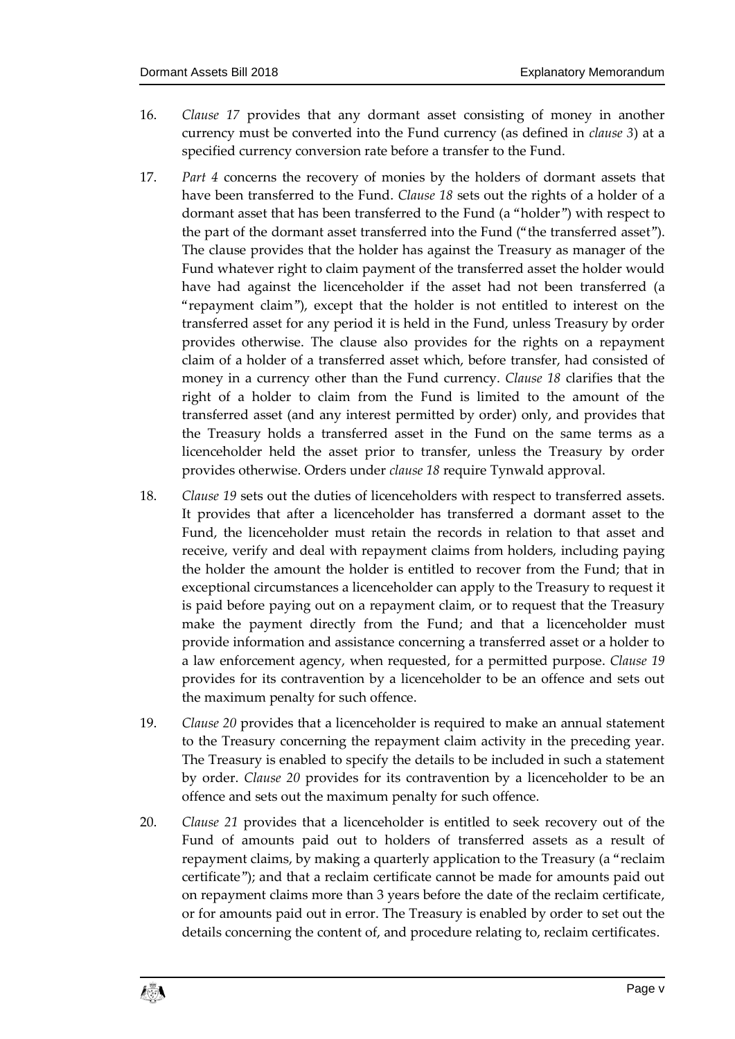16. *Clause 17* provides that any dormant asset consisting of money in another currency must be converted into the Fund currency (as defined in *clause 3*) at a specified currency conversion rate before a transfer to the Fund.

17. *Part 4* concerns the recovery of monies by the holders of dormant assets that have been transferred to the Fund. *Clause 18* sets out the rights of a holder of a dormant asset that has been transferred to the Fund (a "holder") with respect to the part of the dormant asset transferred into the Fund ("the transferred asset"). The clause provides that the holder has against the Treasury as manager of the Fund whatever right to claim payment of the transferred asset the holder would have had against the licenceholder if the asset had not been transferred (a "repayment claim"), except that the holder is not entitled to interest on the transferred asset for any period it is held in the Fund, unless Treasury by order provides otherwise. The clause also provides for the rights on a repayment claim of a holder of a transferred asset which, before transfer, had consisted of money in a currency other than the Fund currency. *Clause 18* clarifies that the right of a holder to claim from the Fund is limited to the amount of the transferred asset (and any interest permitted by order) only, and provides that the Treasury holds a transferred asset in the Fund on the same terms as a licenceholder held the asset prior to transfer, unless the Treasury by order provides otherwise. Orders under *clause 18* require Tynwald approval.

18. *Clause 19* sets out the duties of licenceholders with respect to transferred assets. It provides that after a licenceholder has transferred a dormant asset to the Fund, the licenceholder must retain the records in relation to that asset and receive, verify and deal with repayment claims from holders, including paying the holder the amount the holder is entitled to recover from the Fund; that in exceptional circumstances a licenceholder can apply to the Treasury to request it is paid before paying out on a repayment claim, or to request that the Treasury make the payment directly from the Fund; and that a licenceholder must provide information and assistance concerning a transferred asset or a holder to a law enforcement agency, when requested, for a permitted purpose. *Clause 19* provides for its contravention by a licenceholder to be an offence and sets out the maximum penalty for such offence.

19. *Clause 20* provides that a licenceholder is required to make an annual statement to the Treasury concerning the repayment claim activity in the preceding year. The Treasury is enabled to specify the details to be included in such a statement by order. *Clause 20* provides for its contravention by a licenceholder to be an offence and sets out the maximum penalty for such offence.

20. *Clause 21* provides that a licenceholder is entitled to seek recovery out of the Fund of amounts paid out to holders of transferred assets as a result of repayment claims, by making a quarterly application to the Treasury (a "reclaim certificate"); and that a reclaim certificate cannot be made for amounts paid out on repayment claims more than 3 years before the date of the reclaim certificate, or for amounts paid out in error. The Treasury is enabled by order to set out the details concerning the content of, and procedure relating to, reclaim certificates.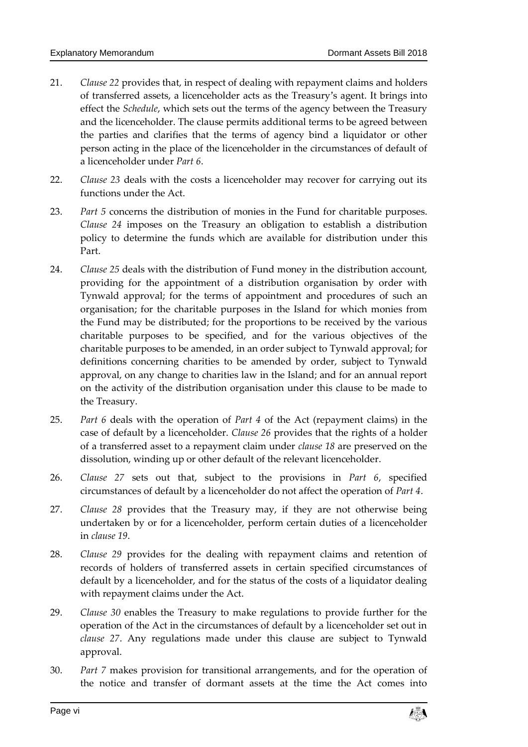21. *Clause 22* provides that, in respect of dealing with repayment claims and holders of transferred assets, a licenceholder acts as the Treasury's agent. It brings into effect the *Schedule*, which sets out the terms of the agency between the Treasury and the licenceholder. The clause permits additional terms to be agreed between the parties and clarifies that the terms of agency bind a liquidator or other person acting in the place of the licenceholder in the circumstances of default of a licenceholder under *Part 6*.

22. *Clause 23* deals with the costs a licenceholder may recover for carrying out its functions under the Act.

23. *Part 5* concerns the distribution of monies in the Fund for charitable purposes. *Clause 24* imposes on the Treasury an obligation to establish a distribution policy to determine the funds which are available for distribution under this Part.

24. *Clause 25* deals with the distribution of Fund money in the distribution account, providing for the appointment of a distribution organisation by order with Tynwald approval; for the terms of appointment and procedures of such an organisation; for the charitable purposes in the Island for which monies from the Fund may be distributed; for the proportions to be received by the various charitable purposes to be specified, and for the various objectives of the charitable purposes to be amended, in an order subject to Tynwald approval; for definitions concerning charities to be amended by order, subject to Tynwald approval, on any change to charities law in the Island; and for an annual report on the activity of the distribution organisation under this clause to be made to the Treasury.

25. *Part 6* deals with the operation of *Part 4* of the Act (repayment claims) in the case of default by a licenceholder. *Clause 26* provides that the rights of a holder of a transferred asset to a repayment claim under *clause 18* are preserved on the dissolution, winding up or other default of the relevant licenceholder.

26. *Clause 27* sets out that, subject to the provisions in *Part 6*, specified circumstances of default by a licenceholder do not affect the operation of *Part 4*.

27. *Clause 28* provides that the Treasury may, if they are not otherwise being undertaken by or for a licenceholder, perform certain duties of a licenceholder in *clause 19*.

28. *Clause 29* provides for the dealing with repayment claims and retention of records of holders of transferred assets in certain specified circumstances of default by a licenceholder, and for the status of the costs of a liquidator dealing with repayment claims under the Act.

29. *Clause 30* enables the Treasury to make regulations to provide further for the operation of the Act in the circumstances of default by a licenceholder set out in *clause 27*. Any regulations made under this clause are subject to Tynwald approval.

30. *Part 7* makes provision for transitional arrangements, and for the operation of the notice and transfer of dormant assets at the time the Act comes into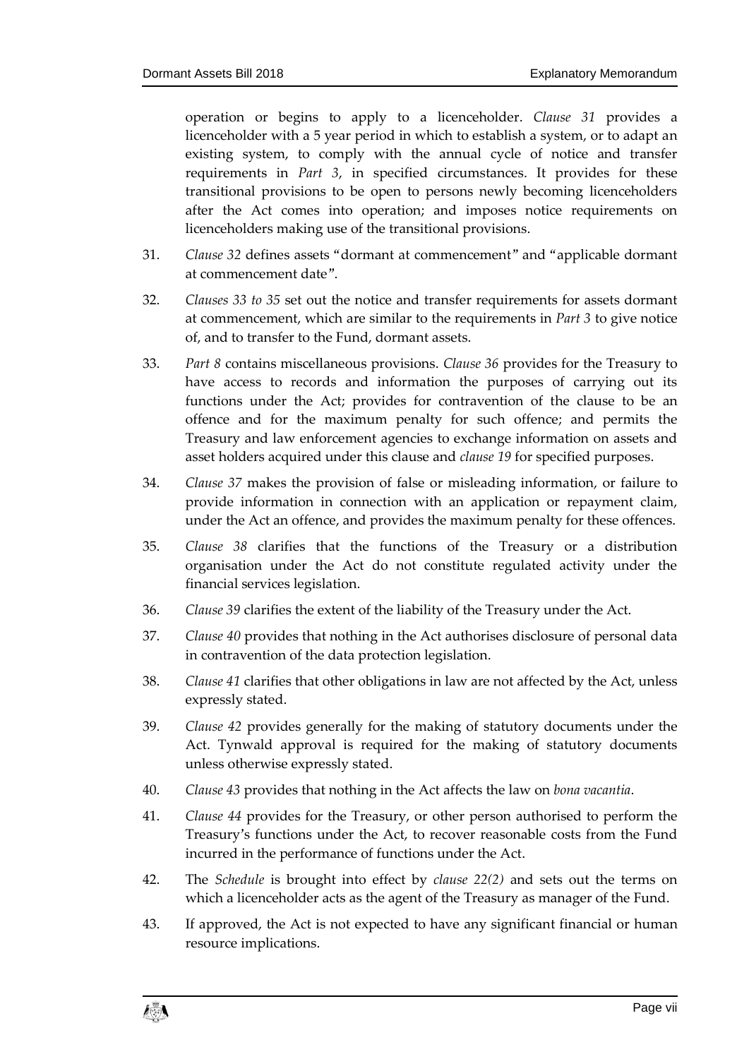operation or begins to apply to a licenceholder. *Clause 31* provides a licenceholder with a 5 year period in which to establish a system, or to adapt an existing system, to comply with the annual cycle of notice and transfer requirements in *Part 3*, in specified circumstances. It provides for these transitional provisions to be open to persons newly becoming licenceholders after the Act comes into operation; and imposes notice requirements on licenceholders making use of the transitional provisions.

31. *Clause 32* defines assets "dormant at commencement" and "applicable dormant at commencement date".

32. *Clauses 33 to 35* set out the notice and transfer requirements for assets dormant at commencement, which are similar to the requirements in *Part 3* to give notice of, and to transfer to the Fund, dormant assets.

33. *Part 8* contains miscellaneous provisions. *Clause 36* provides for the Treasury to have access to records and information the purposes of carrying out its functions under the Act; provides for contravention of the clause to be an offence and for the maximum penalty for such offence; and permits the Treasury and law enforcement agencies to exchange information on assets and asset holders acquired under this clause and *clause 19* for specified purposes.

34. *Clause 37* makes the provision of false or misleading information, or failure to provide information in connection with an application or repayment claim, under the Act an offence, and provides the maximum penalty for these offences.

35. *Clause 38* clarifies that the functions of the Treasury or a distribution organisation under the Act do not constitute regulated activity under the financial services legislation.

36. *Clause 39* clarifies the extent of the liability of the Treasury under the Act.

37. *Clause 40* provides that nothing in the Act authorises disclosure of personal data in contravention of the data protection legislation.

38. *Clause 41* clarifies that other obligations in law are not affected by the Act, unless expressly stated.

39. *Clause 42* provides generally for the making of statutory documents under the Act. Tynwald approval is required for the making of statutory documents unless otherwise expressly stated.

40. *Clause 43* provides that nothing in the Act affects the law on *bona vacantia*.

41. *Clause 44* provides for the Treasury, or other person authorised to perform the Treasury's functions under the Act, to recover reasonable costs from the Fund incurred in the performance of functions under the Act.

42. The *Schedule* is brought into effect by *clause 22(2)* and sets out the terms on which a licenceholder acts as the agent of the Treasury as manager of the Fund.

43. If approved, the Act is not expected to have any significant financial or human resource implications.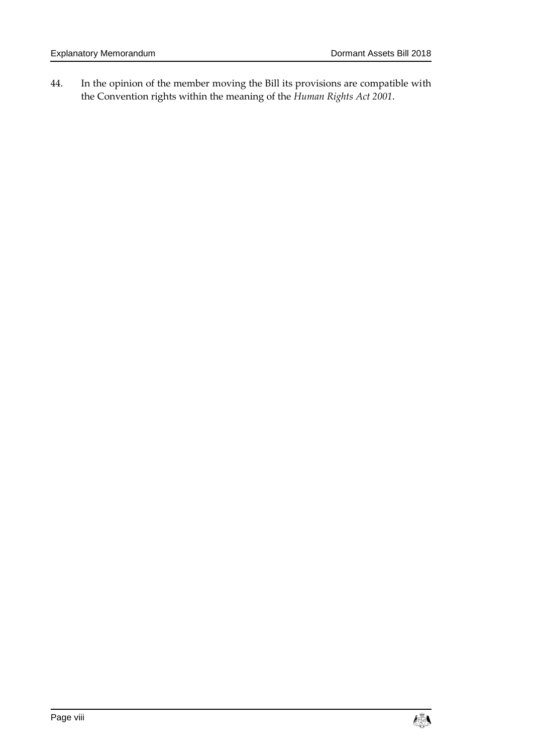44. In the opinion of the member moving the Bill its provisions are compatible with the Convention rights within the meaning of the *Human Rights Act 2001*.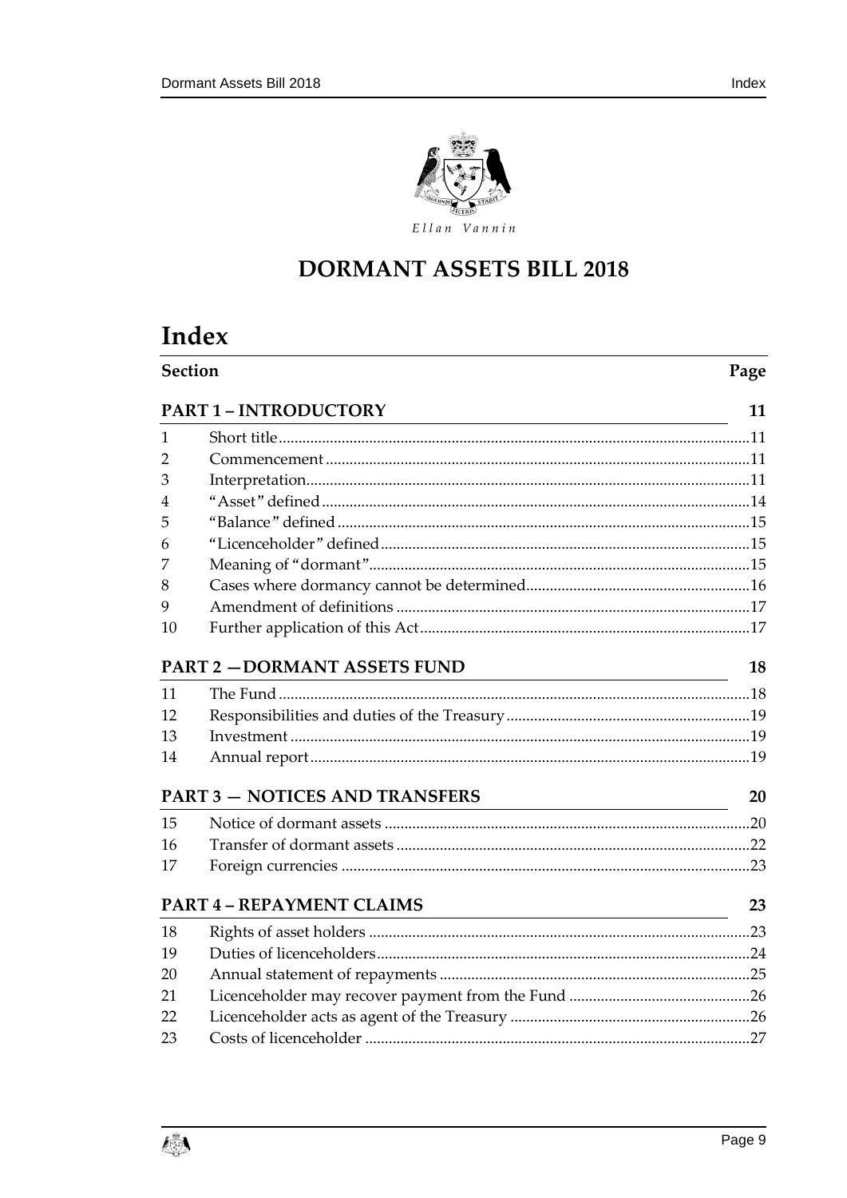Ellan Vannin

# DORMANT ASSETS BILL 2018

# Index

| Section | | Page |
|---|---|---|
| **PART 1 – INTRODUCTORY** | | **11** |
| 1 | Short title | 11 |
| 2 | Commencement | 11 |
| 3 | Interpretation | 11 |
| 4 | "Asset" defined | 14 |
| 5 | "Balance" defined | 15 |
| 6 | "Licenceholder" defined | 15 |
| 7 | Meaning of "dormant" | 15 |
| 8 | Cases where dormancy cannot be determined | 16 |
| 9 | Amendment of definitions | 17 |
| 10 | Further application of this Act | 17 |
| **PART 2 —DORMANT ASSETS FUND** | | **18** |
| 11 | The Fund | 18 |
| 12 | Responsibilities and duties of the Treasury | 19 |
| 13 | Investment | 19 |
| 14 | Annual report | 19 |
| **PART 3 — NOTICES AND TRANSFERS** | | **20** |
| 15 | Notice of dormant assets | 20 |
| 16 | Transfer of dormant assets | 22 |
| 17 | Foreign currencies | 23 |
| **PART 4 – REPAYMENT CLAIMS** | | **23** |
| 18 | Rights of asset holders | 23 |
| 19 | Duties of licenceholders | 24 |
| 20 | Annual statement of repayments | 25 |
| 21 | Licenceholder may recover payment from the Fund | 26 |
| 22 | Licenceholder acts as agent of the Treasury | 26 |
| 23 | Costs of licenceholder | 27 |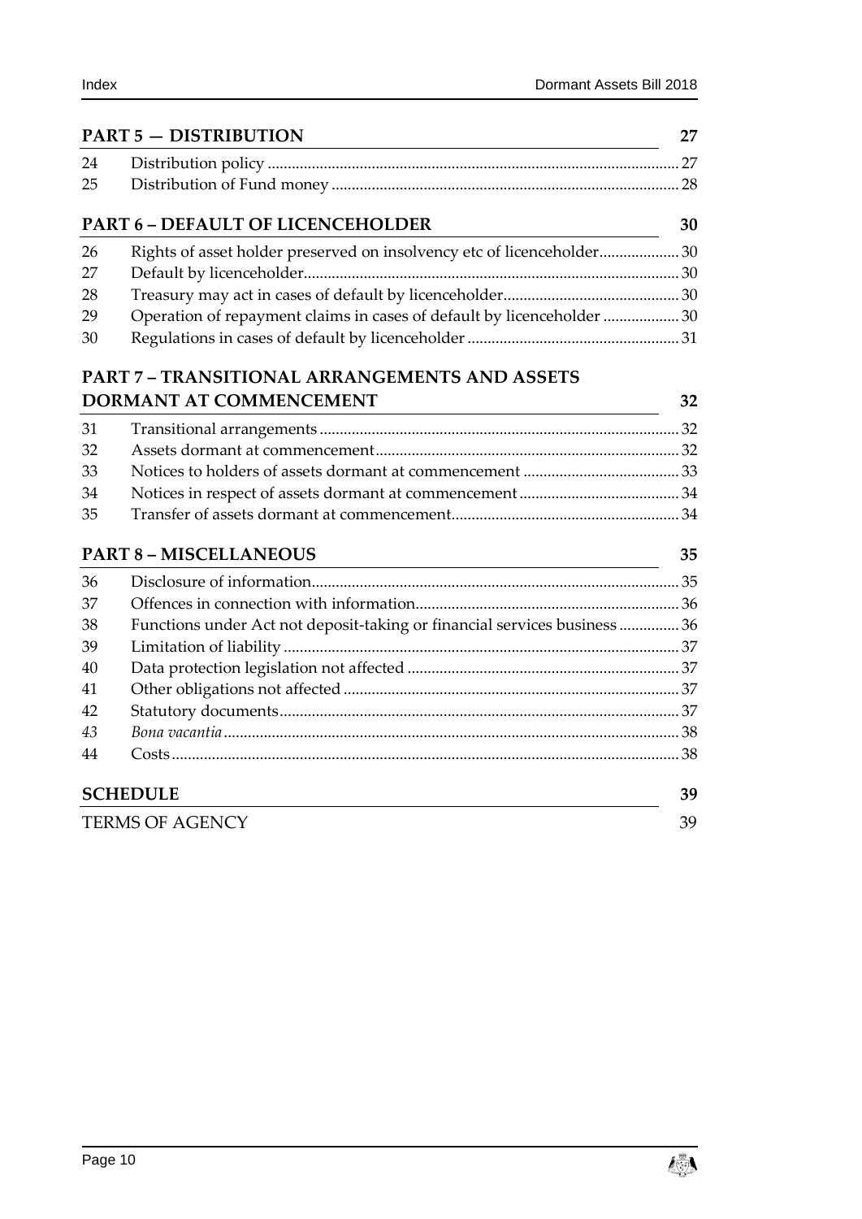## PART 5 — DISTRIBUTION 27

| | | |
|---|---|---|
| 24 | Distribution policy | 27 |
| 25 | Distribution of Fund money | 28 |

## PART 6 – DEFAULT OF LICENCEHOLDER 30

| | | |
|---|---|---|
| 26 | Rights of asset holder preserved on insolvency etc of licenceholder | 30 |
| 27 | Default by licenceholder | 30 |
| 28 | Treasury may act in cases of default by licenceholder | 30 |
| 29 | Operation of repayment claims in cases of default by licenceholder | 30 |
| 30 | Regulations in cases of default by licenceholder | 31 |

## PART 7 – TRANSITIONAL ARRANGEMENTS AND ASSETS DORMANT AT COMMENCEMENT 32

| | | |
|---|---|---|
| 31 | Transitional arrangements | 32 |
| 32 | Assets dormant at commencement | 32 |
| 33 | Notices to holders of assets dormant at commencement | 33 |
| 34 | Notices in respect of assets dormant at commencement | 34 |
| 35 | Transfer of assets dormant at commencement | 34 |

## PART 8 – MISCELLANEOUS 35

| | | |
|---|---|---|
| 36 | Disclosure of information | 35 |
| 37 | Offences in connection with information | 36 |
| 38 | Functions under Act not deposit-taking or financial services business | 36 |
| 39 | Limitation of liability | 37 |
| 40 | Data protection legislation not affected | 37 |
| 41 | Other obligations not affected | 37 |
| 42 | Statutory documents | 37 |
| *43* | *Bona vacantia* | 38 |
| 44 | Costs | 38 |

## SCHEDULE 39

TERMS OF AGENCY 39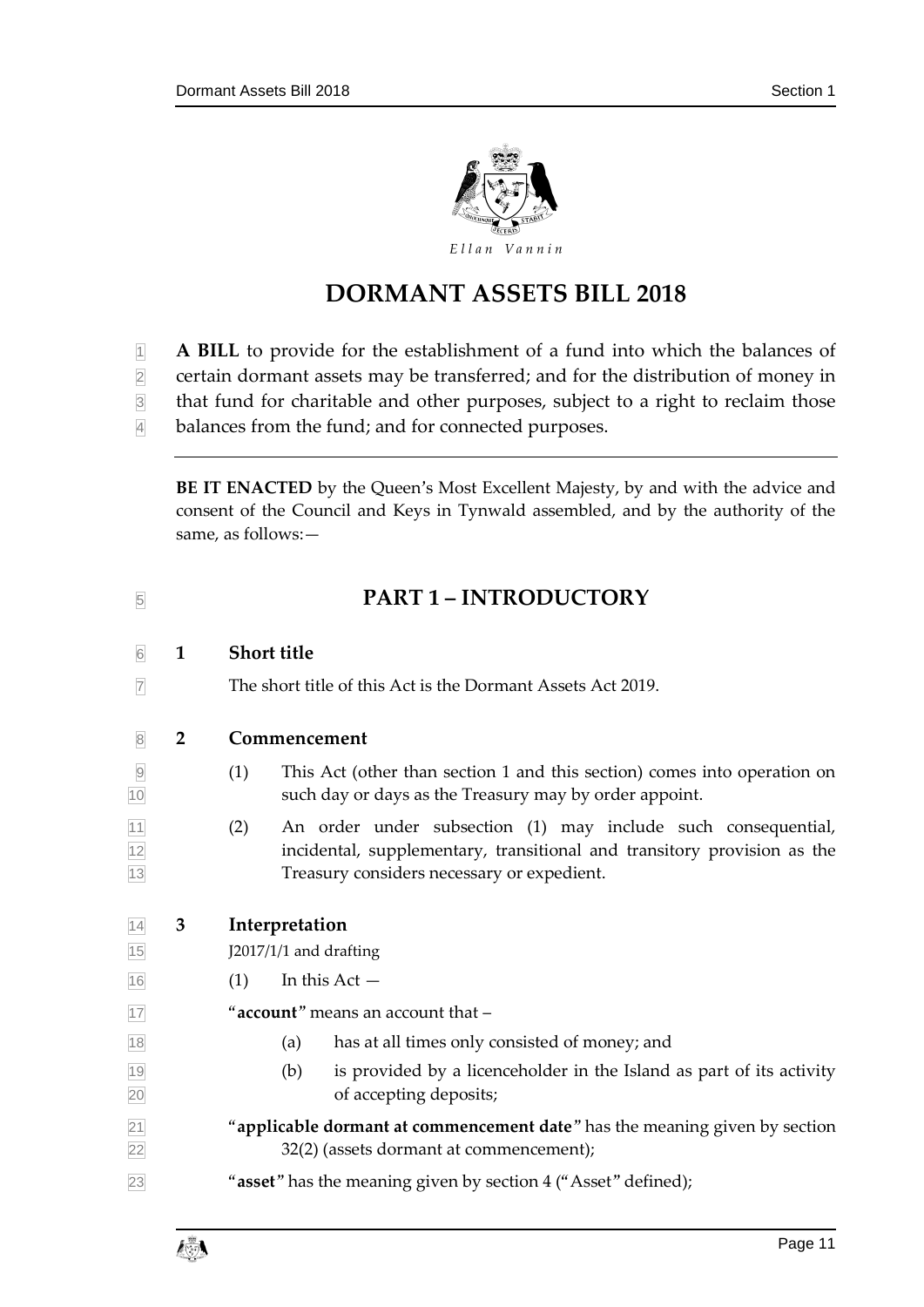# DORMANT ASSETS BILL 2018

**A BILL** to provide for the establishment of a fund into which the balances of certain dormant assets may be transferred; and for the distribution of money in that fund for charitable and other purposes, subject to a right to reclaim those balances from the fund; and for connected purposes.

---

**BE IT ENACTED** by the Queen's Most Excellent Majesty, by and with the advice and consent of the Council and Keys in Tynwald assembled, and by the authority of the same, as follows:—

## PART 1 – INTRODUCTORY

### 1 Short title

The short title of this Act is the Dormant Assets Act 2019.

### 2 Commencement

(1) This Act (other than section 1 and this section) comes into operation on such day or days as the Treasury may by order appoint.

(2) An order under subsection (1) may include such consequential, incidental, supplementary, transitional and transitory provision as the Treasury considers necessary or expedient.

### 3 Interpretation

J2017/1/1 and drafting

(1) In this Act —

"**account**" means an account that –

(a) has at all times only consisted of money; and

(b) is provided by a licenceholder in the Island as part of its activity of accepting deposits;

"**applicable dormant at commencement date**" has the meaning given by section 32(2) (assets dormant at commencement);

"**asset**" has the meaning given by section 4 ("Asset" defined);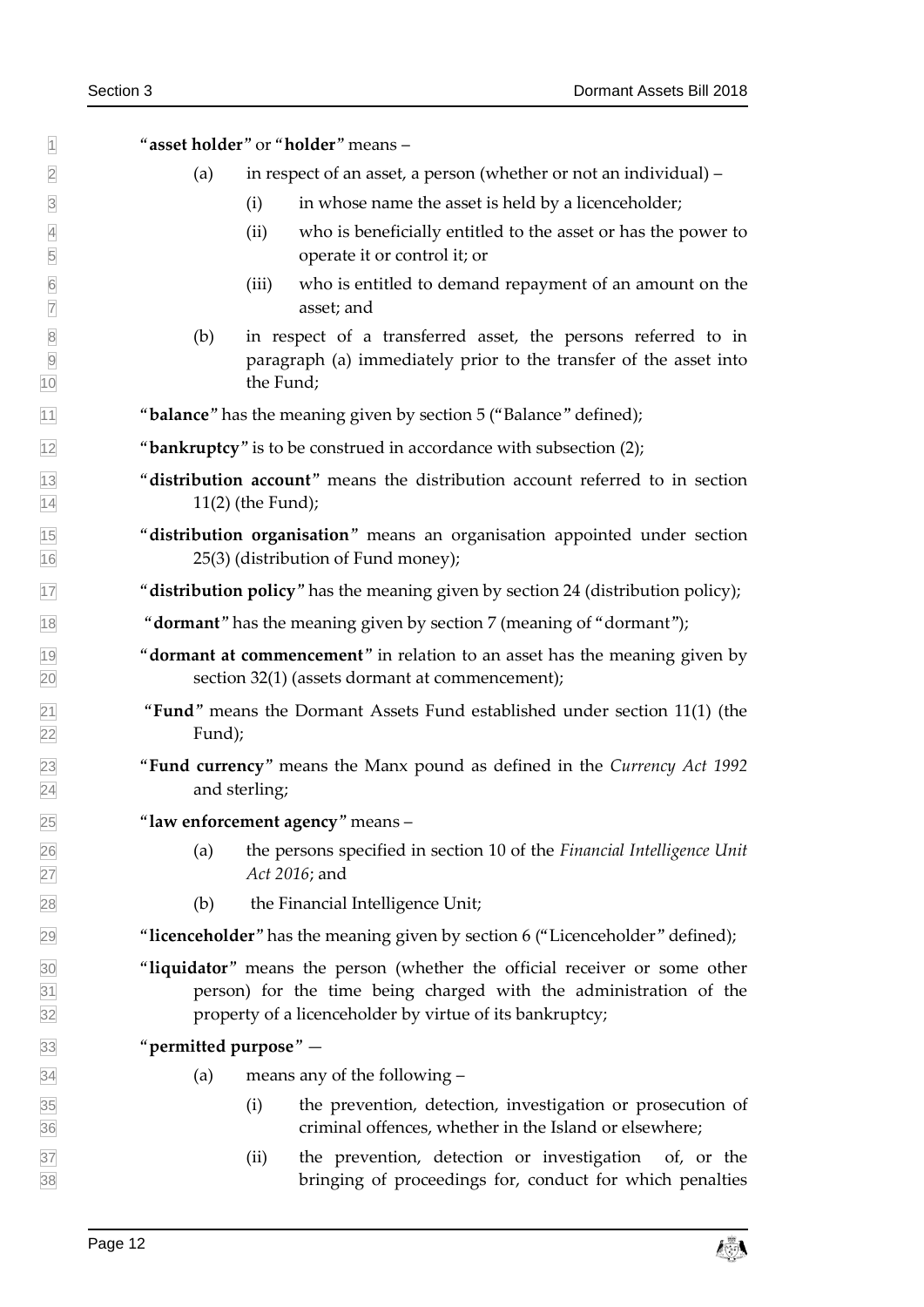"**asset holder**" or "**holder**" means –

(a) in respect of an asset, a person (whether or not an individual) –

(i) in whose name the asset is held by a licenceholder;

(ii) who is beneficially entitled to the asset or has the power to operate it or control it; or

(iii) who is entitled to demand repayment of an amount on the asset; and

(b) in respect of a transferred asset, the persons referred to in paragraph (a) immediately prior to the transfer of the asset into the Fund;

"**balance**" has the meaning given by section 5 ("Balance" defined);

"**bankruptcy**" is to be construed in accordance with subsection (2);

"**distribution account**" means the distribution account referred to in section 11(2) (the Fund);

"**distribution organisation**" means an organisation appointed under section 25(3) (distribution of Fund money);

"**distribution policy**" has the meaning given by section 24 (distribution policy);

"**dormant**" has the meaning given by section 7 (meaning of "dormant");

"**dormant at commencement**" in relation to an asset has the meaning given by section 32(1) (assets dormant at commencement);

"**Fund**" means the Dormant Assets Fund established under section 11(1) (the Fund);

"**Fund currency**" means the Manx pound as defined in the *Currency Act 1992* and sterling;

"**law enforcement agency**" means –

(a) the persons specified in section 10 of the *Financial Intelligence Unit Act 2016*; and

(b) the Financial Intelligence Unit;

"**licenceholder**" has the meaning given by section 6 ("Licenceholder" defined);

"**liquidator**" means the person (whether the official receiver or some other person) for the time being charged with the administration of the property of a licenceholder by virtue of its bankruptcy;

"**permitted purpose**" —

(a) means any of the following –

(i) the prevention, detection, investigation or prosecution of criminal offences, whether in the Island or elsewhere;

(ii) the prevention, detection or investigation of, or the bringing of proceedings for, conduct for which penalties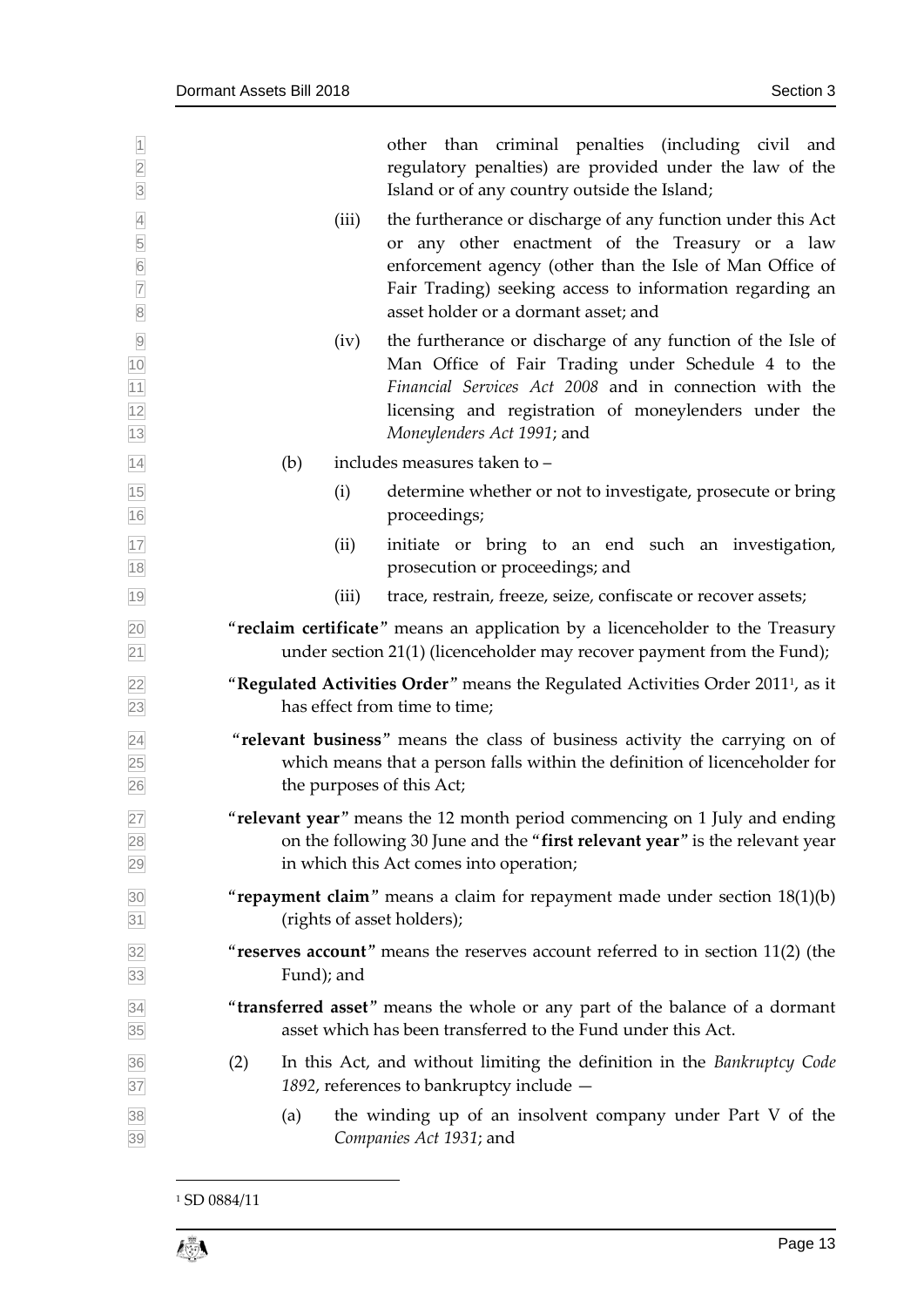other than criminal penalties (including civil and regulatory penalties) are provided under the law of the Island or of any country outside the Island;

(iii) the furtherance or discharge of any function under this Act or any other enactment of the Treasury or a law enforcement agency (other than the Isle of Man Office of Fair Trading) seeking access to information regarding an asset holder or a dormant asset; and

(iv) the furtherance or discharge of any function of the Isle of Man Office of Fair Trading under Schedule 4 to the *Financial Services Act 2008* and in connection with the licensing and registration of moneylenders under the *Moneylenders Act 1991*; and

(b) includes measures taken to –

(i) determine whether or not to investigate, prosecute or bring proceedings;

(ii) initiate or bring to an end such an investigation, prosecution or proceedings; and

(iii) trace, restrain, freeze, seize, confiscate or recover assets;

"**reclaim certificate**" means an application by a licenceholder to the Treasury under section 21(1) (licenceholder may recover payment from the Fund);

"**Regulated Activities Order**" means the Regulated Activities Order 2011[1], as it has effect from time to time;

"**relevant business**" means the class of business activity the carrying on of which means that a person falls within the definition of licenceholder for the purposes of this Act;

"**relevant year**" means the 12 month period commencing on 1 July and ending on the following 30 June and the "**first relevant year**" is the relevant year in which this Act comes into operation;

"**repayment claim**" means a claim for repayment made under section 18(1)(b) (rights of asset holders);

"**reserves account**" means the reserves account referred to in section 11(2) (the Fund); and

"**transferred asset**" means the whole or any part of the balance of a dormant asset which has been transferred to the Fund under this Act.

(2) In this Act, and without limiting the definition in the *Bankruptcy Code 1892*, references to bankruptcy include —

(a) the winding up of an insolvent company under Part V of the *Companies Act 1931*; and

[1] SD 0884/11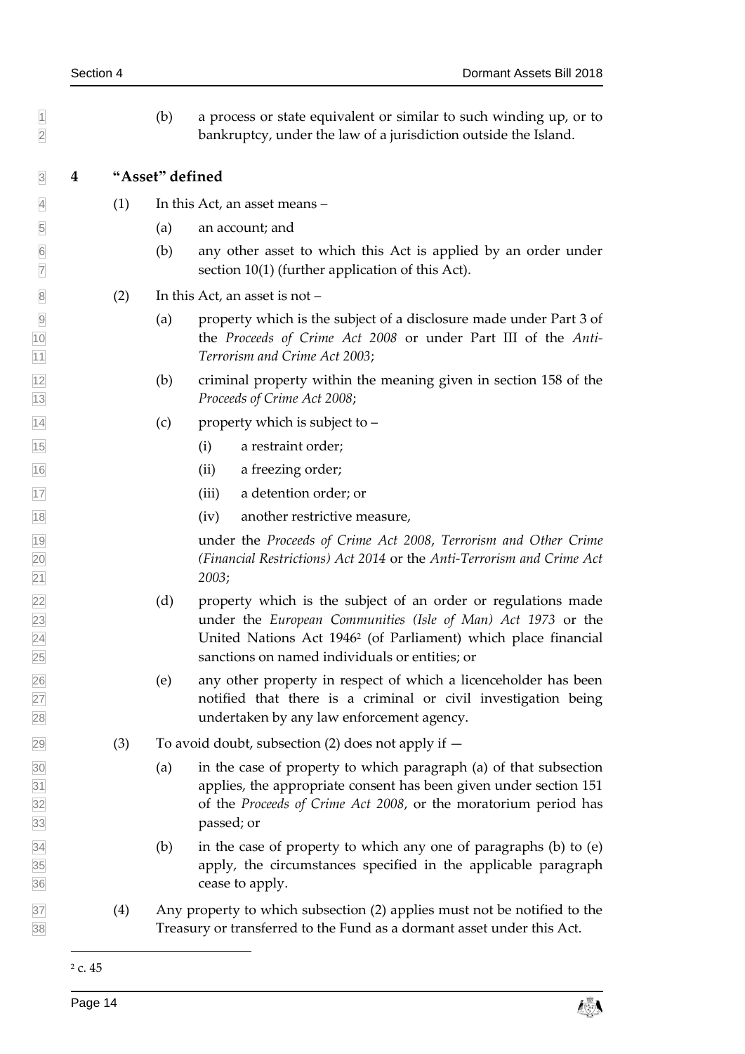(b) a process or state equivalent or similar to such winding up, or to bankruptcy, under the law of a jurisdiction outside the Island.

## 4 "Asset" defined

(1) In this Act, an asset means –

(a) an account; and

(b) any other asset to which this Act is applied by an order under section 10(1) (further application of this Act).

(2) In this Act, an asset is not –

(a) property which is the subject of a disclosure made under Part 3 of the *Proceeds of Crime Act 2008* or under Part III of the *Anti-Terrorism and Crime Act 2003*;

(b) criminal property within the meaning given in section 158 of the *Proceeds of Crime Act 2008*;

(c) property which is subject to –

(i) a restraint order;

(ii) a freezing order;

(iii) a detention order; or

(iv) another restrictive measure,

under the *Proceeds of Crime Act 2008*, *Terrorism and Other Crime (Financial Restrictions) Act 2014* or the *Anti-Terrorism and Crime Act 2003*;

(d) property which is the subject of an order or regulations made under the *European Communities (Isle of Man) Act 1973* or the United Nations Act 1946[2] (of Parliament) which place financial sanctions on named individuals or entities; or

(e) any other property in respect of which a licenceholder has been notified that there is a criminal or civil investigation being undertaken by any law enforcement agency.

(3) To avoid doubt, subsection (2) does not apply if —

(a) in the case of property to which paragraph (a) of that subsection applies, the appropriate consent has been given under section 151 of the *Proceeds of Crime Act 2008*, or the moratorium period has passed; or

(b) in the case of property to which any one of paragraphs (b) to (e) apply, the circumstances specified in the applicable paragraph cease to apply.

(4) Any property to which subsection (2) applies must not be notified to the Treasury or transferred to the Fund as a dormant asset under this Act.

[2] c. 45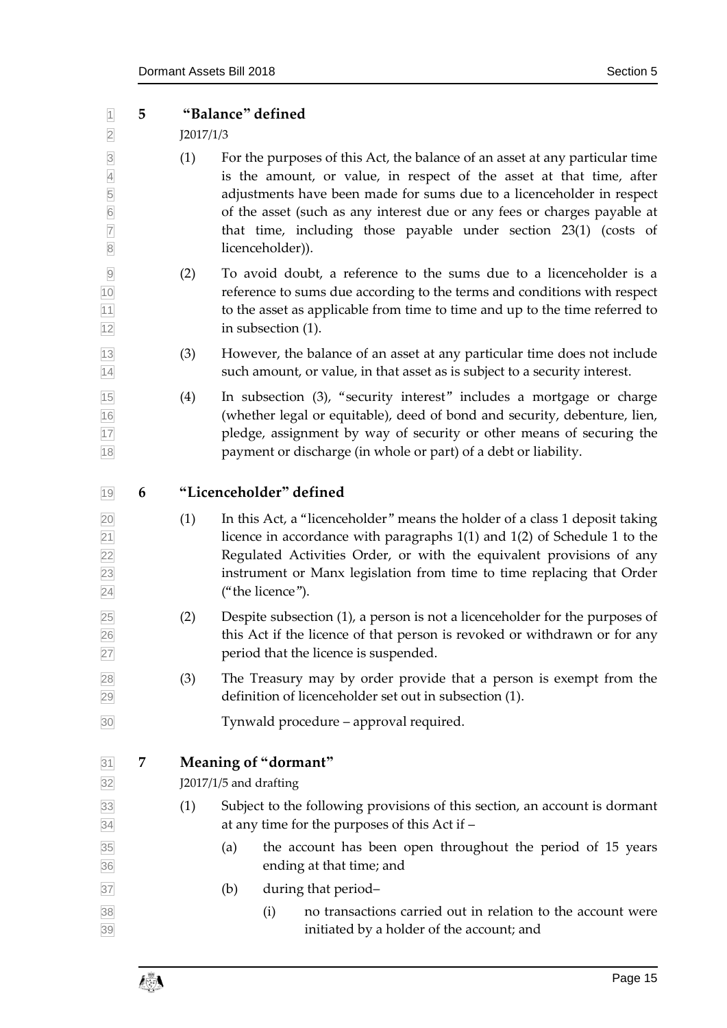## 5 "Balance" defined

J2017/1/3

(1) For the purposes of this Act, the balance of an asset at any particular time is the amount, or value, in respect of the asset at that time, after adjustments have been made for sums due to a licenceholder in respect of the asset (such as any interest due or any fees or charges payable at that time, including those payable under section 23(1) (costs of licenceholder)).

(2) To avoid doubt, a reference to the sums due to a licenceholder is a reference to sums due according to the terms and conditions with respect to the asset as applicable from time to time and up to the time referred to in subsection (1).

(3) However, the balance of an asset at any particular time does not include such amount, or value, in that asset as is subject to a security interest.

(4) In subsection (3), "security interest" includes a mortgage or charge (whether legal or equitable), deed of bond and security, debenture, lien, pledge, assignment by way of security or other means of securing the payment or discharge (in whole or part) of a debt or liability.

## 6 "Licenceholder" defined

(1) In this Act, a "licenceholder" means the holder of a class 1 deposit taking licence in accordance with paragraphs 1(1) and 1(2) of Schedule 1 to the Regulated Activities Order, or with the equivalent provisions of any instrument or Manx legislation from time to time replacing that Order ("the licence").

(2) Despite subsection (1), a person is not a licenceholder for the purposes of this Act if the licence of that person is revoked or withdrawn or for any period that the licence is suspended.

(3) The Treasury may by order provide that a person is exempt from the definition of licenceholder set out in subsection (1).

Tynwald procedure – approval required.

## 7 Meaning of "dormant"

J2017/1/5 and drafting

(1) Subject to the following provisions of this section, an account is dormant at any time for the purposes of this Act if –

(a) the account has been open throughout the period of 15 years ending at that time; and

(b) during that period–

(i) no transactions carried out in relation to the account were initiated by a holder of the account; and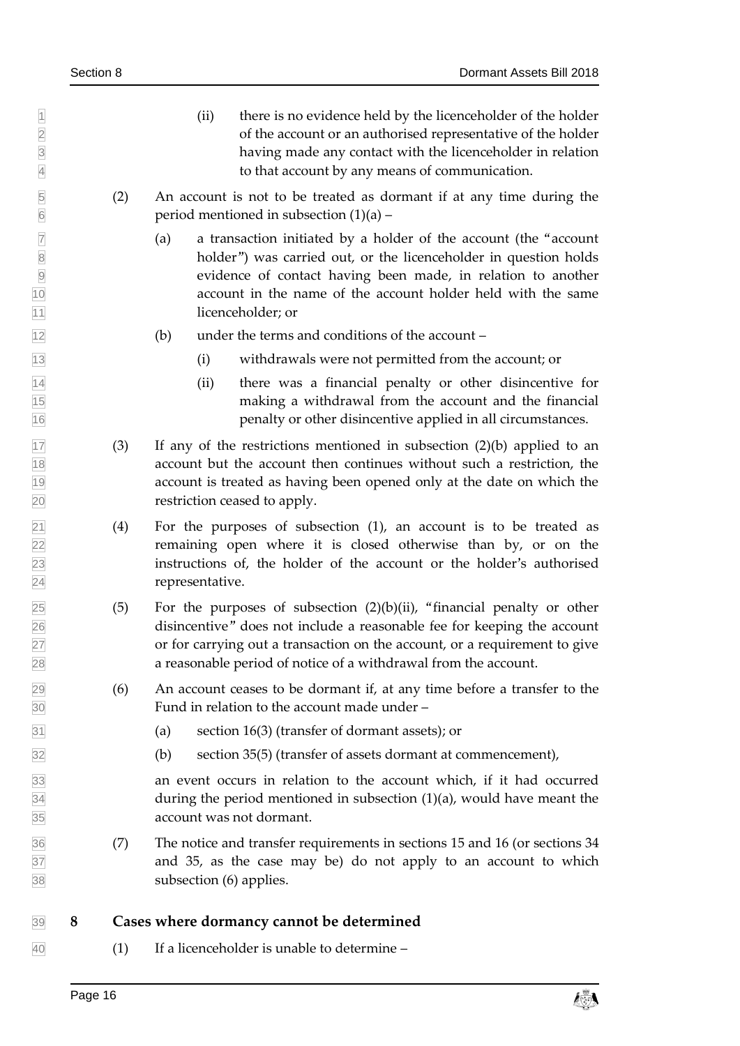(ii) there is no evidence held by the licenceholder of the holder of the account or an authorised representative of the holder having made any contact with the licenceholder in relation to that account by any means of communication.

(2) An account is not to be treated as dormant if at any time during the period mentioned in subsection (1)(a) –

(a) a transaction initiated by a holder of the account (the "account holder") was carried out, or the licenceholder in question holds evidence of contact having been made, in relation to another account in the name of the account holder held with the same licenceholder; or

(b) under the terms and conditions of the account –

(i) withdrawals were not permitted from the account; or

(ii) there was a financial penalty or other disincentive for making a withdrawal from the account and the financial penalty or other disincentive applied in all circumstances.

(3) If any of the restrictions mentioned in subsection (2)(b) applied to an account but the account then continues without such a restriction, the account is treated as having been opened only at the date on which the restriction ceased to apply.

(4) For the purposes of subsection (1), an account is to be treated as remaining open where it is closed otherwise than by, or on the instructions of, the holder of the account or the holder's authorised representative.

(5) For the purposes of subsection (2)(b)(ii), "financial penalty or other disincentive" does not include a reasonable fee for keeping the account or for carrying out a transaction on the account, or a requirement to give a reasonable period of notice of a withdrawal from the account.

(6) An account ceases to be dormant if, at any time before a transfer to the Fund in relation to the account made under –

(a) section 16(3) (transfer of dormant assets); or

(b) section 35(5) (transfer of assets dormant at commencement),

an event occurs in relation to the account which, if it had occurred during the period mentioned in subsection (1)(a), would have meant the account was not dormant.

(7) The notice and transfer requirements in sections 15 and 16 (or sections 34 and 35, as the case may be) do not apply to an account to which subsection (6) applies.

## 8 Cases where dormancy cannot be determined

(1) If a licenceholder is unable to determine –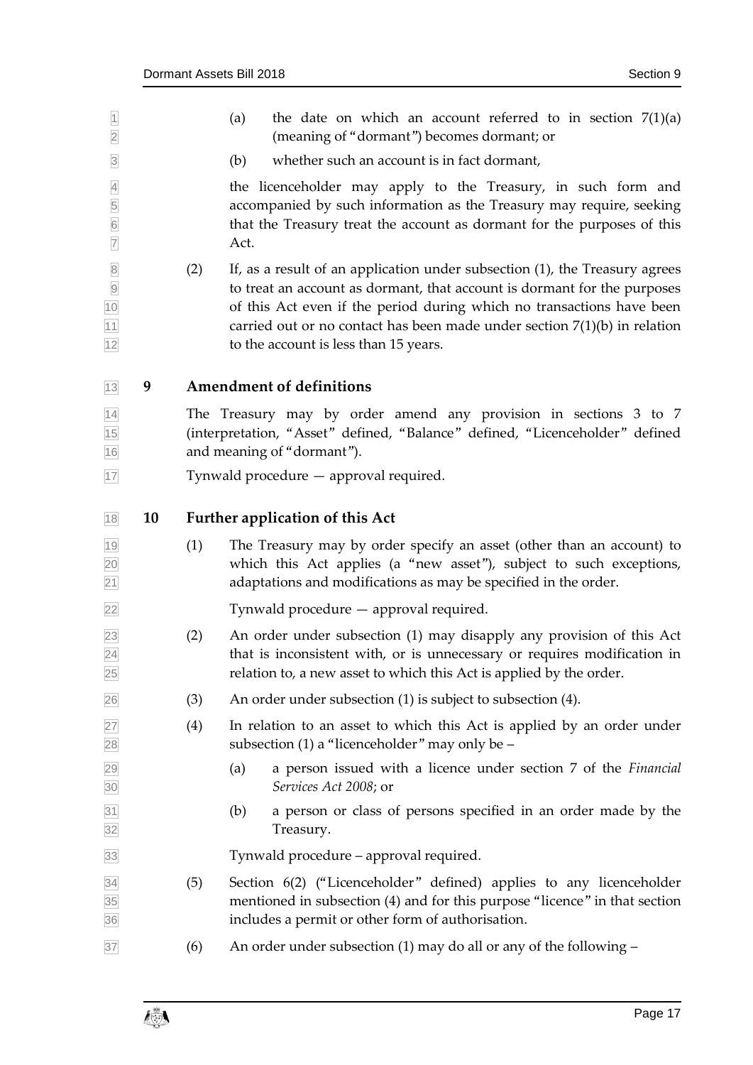(a) the date on which an account referred to in section 7(1)(a) (meaning of "dormant") becomes dormant; or

(b) whether such an account is in fact dormant,

the licenceholder may apply to the Treasury, in such form and accompanied by such information as the Treasury may require, seeking that the Treasury treat the account as dormant for the purposes of this Act.

(2) If, as a result of an application under subsection (1), the Treasury agrees to treat an account as dormant, that account is dormant for the purposes of this Act even if the period during which no transactions have been carried out or no contact has been made under section 7(1)(b) in relation to the account is less than 15 years.

## 9 Amendment of definitions

The Treasury may by order amend any provision in sections 3 to 7 (interpretation, "Asset" defined, "Balance" defined, "Licenceholder" defined and meaning of "dormant").

Tynwald procedure — approval required.

## 10 Further application of this Act

(1) The Treasury may by order specify an asset (other than an account) to which this Act applies (a "new asset"), subject to such exceptions, adaptations and modifications as may be specified in the order.

Tynwald procedure — approval required.

(2) An order under subsection (1) may disapply any provision of this Act that is inconsistent with, or is unnecessary or requires modification in relation to, a new asset to which this Act is applied by the order.

(3) An order under subsection (1) is subject to subsection (4).

(4) In relation to an asset to which this Act is applied by an order under subsection (1) a "licenceholder" may only be –

(a) a person issued with a licence under section 7 of the *Financial Services Act 2008*; or

(b) a person or class of persons specified in an order made by the Treasury.

Tynwald procedure – approval required.

(5) Section 6(2) ("Licenceholder" defined) applies to any licenceholder mentioned in subsection (4) and for this purpose "licence" in that section includes a permit or other form of authorisation.

(6) An order under subsection (1) may do all or any of the following –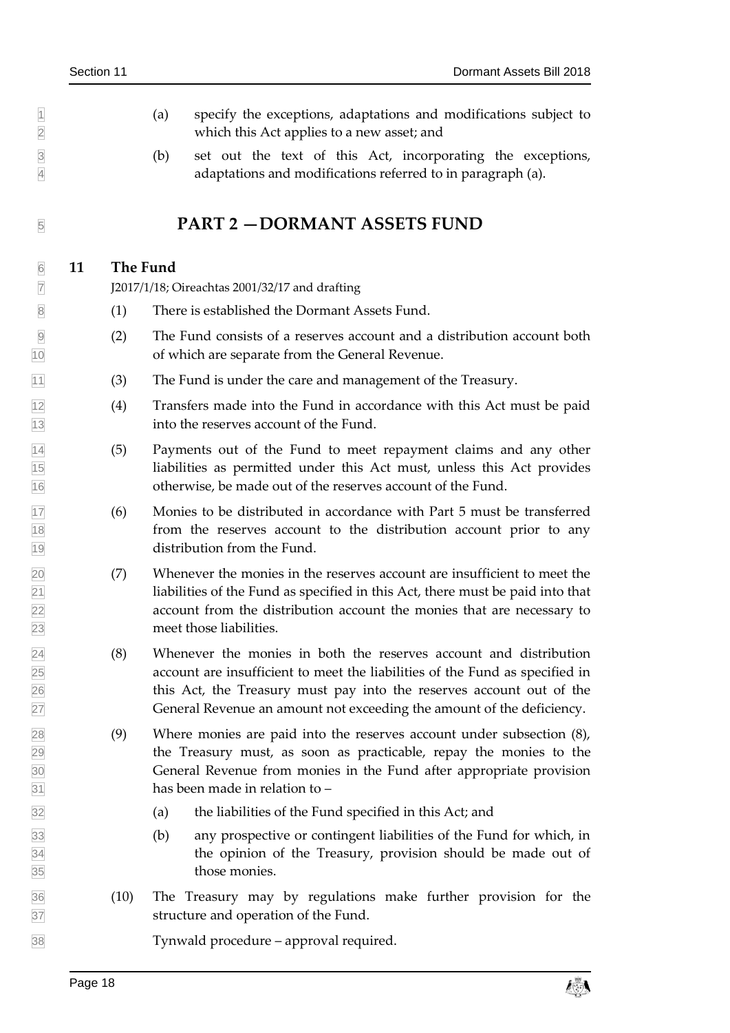(a) specify the exceptions, adaptations and modifications subject to which this Act applies to a new asset; and

(b) set out the text of this Act, incorporating the exceptions, adaptations and modifications referred to in paragraph (a).

# PART 2 — DORMANT ASSETS FUND

## 11 The Fund

J2017/1/18; Oireachtas 2001/32/17 and drafting

(1) There is established the Dormant Assets Fund.

(2) The Fund consists of a reserves account and a distribution account both of which are separate from the General Revenue.

(3) The Fund is under the care and management of the Treasury.

(4) Transfers made into the Fund in accordance with this Act must be paid into the reserves account of the Fund.

(5) Payments out of the Fund to meet repayment claims and any other liabilities as permitted under this Act must, unless this Act provides otherwise, be made out of the reserves account of the Fund.

(6) Monies to be distributed in accordance with Part 5 must be transferred from the reserves account to the distribution account prior to any distribution from the Fund.

(7) Whenever the monies in the reserves account are insufficient to meet the liabilities of the Fund as specified in this Act, there must be paid into that account from the distribution account the monies that are necessary to meet those liabilities.

(8) Whenever the monies in both the reserves account and distribution account are insufficient to meet the liabilities of the Fund as specified in this Act, the Treasury must pay into the reserves account out of the General Revenue an amount not exceeding the amount of the deficiency.

(9) Where monies are paid into the reserves account under subsection (8), the Treasury must, as soon as practicable, repay the monies to the General Revenue from monies in the Fund after appropriate provision has been made in relation to –

(a) the liabilities of the Fund specified in this Act; and

(b) any prospective or contingent liabilities of the Fund for which, in the opinion of the Treasury, provision should be made out of those monies.

(10) The Treasury may by regulations make further provision for the structure and operation of the Fund.

Tynwald procedure – approval required.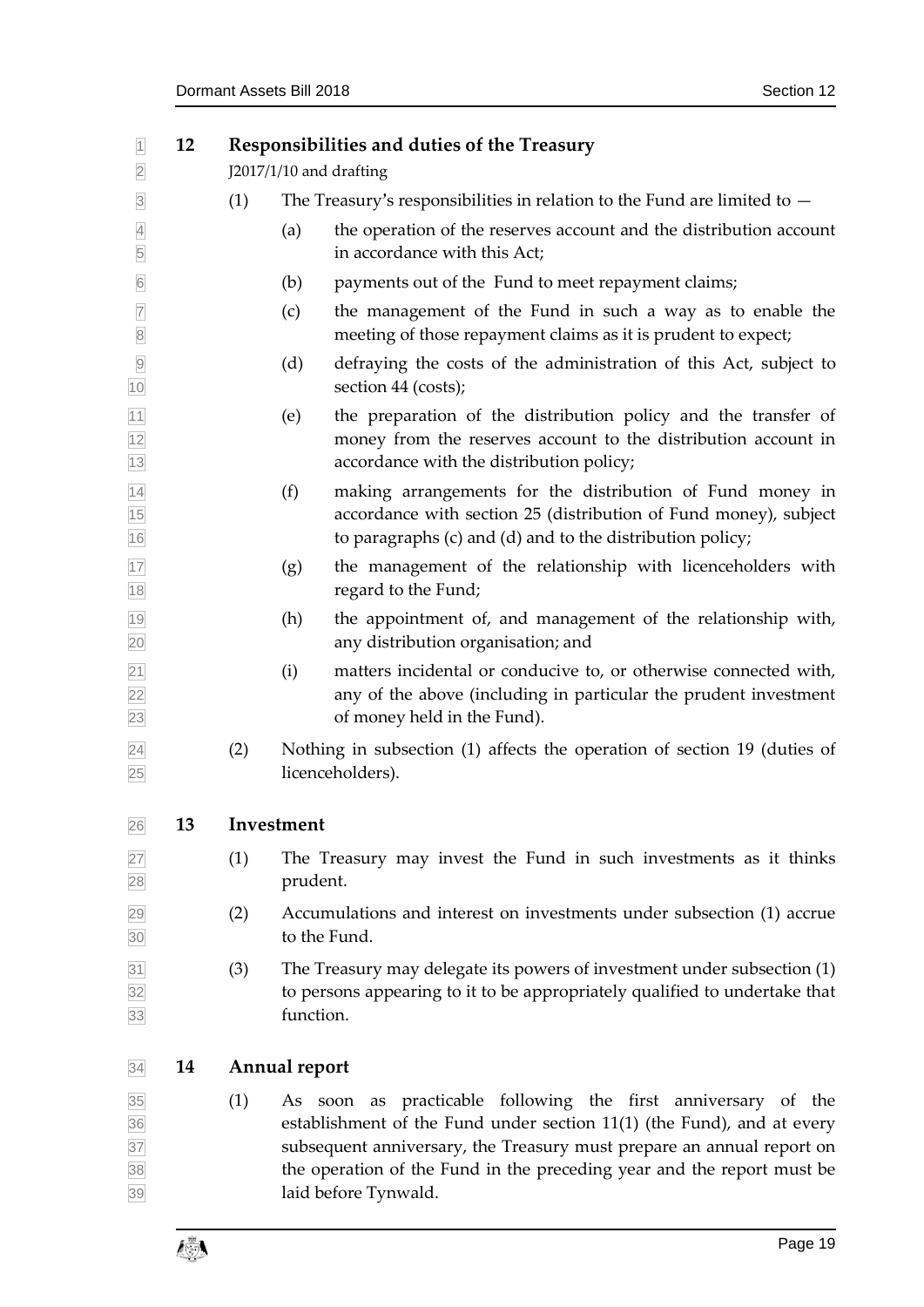## 12 Responsibilities and duties of the Treasury

J2017/1/10 and drafting

(1) The Treasury's responsibilities in relation to the Fund are limited to —

(a) the operation of the reserves account and the distribution account in accordance with this Act;

(b) payments out of the Fund to meet repayment claims;

(c) the management of the Fund in such a way as to enable the meeting of those repayment claims as it is prudent to expect;

(d) defraying the costs of the administration of this Act, subject to section 44 (costs);

(e) the preparation of the distribution policy and the transfer of money from the reserves account to the distribution account in accordance with the distribution policy;

(f) making arrangements for the distribution of Fund money in accordance with section 25 (distribution of Fund money), subject to paragraphs (c) and (d) and to the distribution policy;

(g) the management of the relationship with licenceholders with regard to the Fund;

(h) the appointment of, and management of the relationship with, any distribution organisation; and

(i) matters incidental or conducive to, or otherwise connected with, any of the above (including in particular the prudent investment of money held in the Fund).

(2) Nothing in subsection (1) affects the operation of section 19 (duties of licenceholders).

## 13 Investment

(1) The Treasury may invest the Fund in such investments as it thinks prudent.

(2) Accumulations and interest on investments under subsection (1) accrue to the Fund.

(3) The Treasury may delegate its powers of investment under subsection (1) to persons appearing to it to be appropriately qualified to undertake that function.

## 14 Annual report

(1) As soon as practicable following the first anniversary of the establishment of the Fund under section 11(1) (the Fund), and at every subsequent anniversary, the Treasury must prepare an annual report on the operation of the Fund in the preceding year and the report must be laid before Tynwald.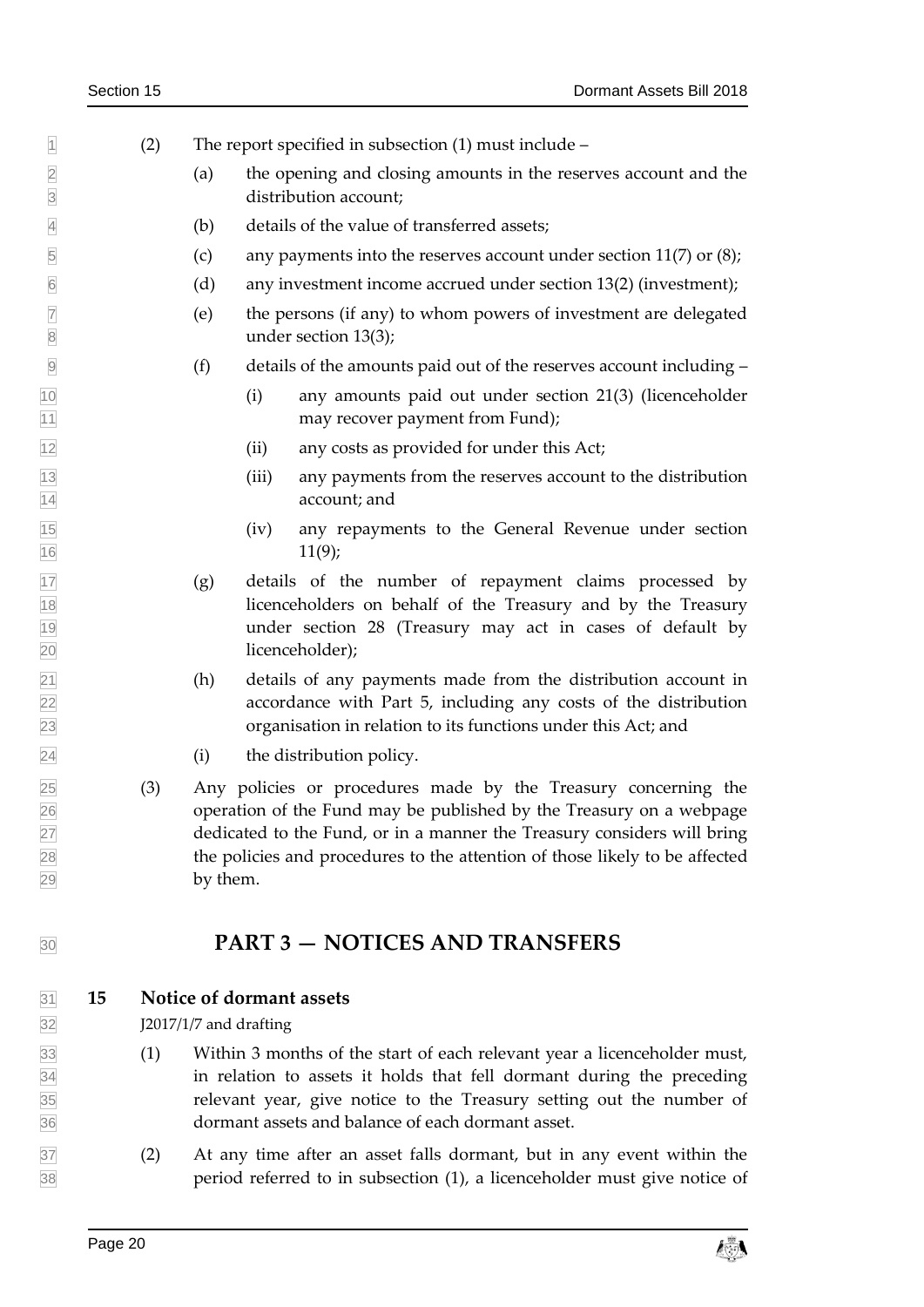(2) The report specified in subsection (1) must include –

(a) the opening and closing amounts in the reserves account and the distribution account;

(b) details of the value of transferred assets;

(c) any payments into the reserves account under section 11(7) or (8);

(d) any investment income accrued under section 13(2) (investment);

(e) the persons (if any) to whom powers of investment are delegated under section 13(3);

(f) details of the amounts paid out of the reserves account including –

(i) any amounts paid out under section 21(3) (licenceholder may recover payment from Fund);

(ii) any costs as provided for under this Act;

(iii) any payments from the reserves account to the distribution account; and

(iv) any repayments to the General Revenue under section 11(9);

(g) details of the number of repayment claims processed by licenceholders on behalf of the Treasury and by the Treasury under section 28 (Treasury may act in cases of default by licenceholder);

(h) details of any payments made from the distribution account in accordance with Part 5, including any costs of the distribution organisation in relation to its functions under this Act; and

(i) the distribution policy.

(3) Any policies or procedures made by the Treasury concerning the operation of the Fund may be published by the Treasury on a webpage dedicated to the Fund, or in a manner the Treasury considers will bring the policies and procedures to the attention of those likely to be affected by them.

# PART 3 — NOTICES AND TRANSFERS

## 15 Notice of dormant assets

J2017/1/7 and drafting

(1) Within 3 months of the start of each relevant year a licenceholder must, in relation to assets it holds that fell dormant during the preceding relevant year, give notice to the Treasury setting out the number of dormant assets and balance of each dormant asset.

(2) At any time after an asset falls dormant, but in any event within the period referred to in subsection (1), a licenceholder must give notice of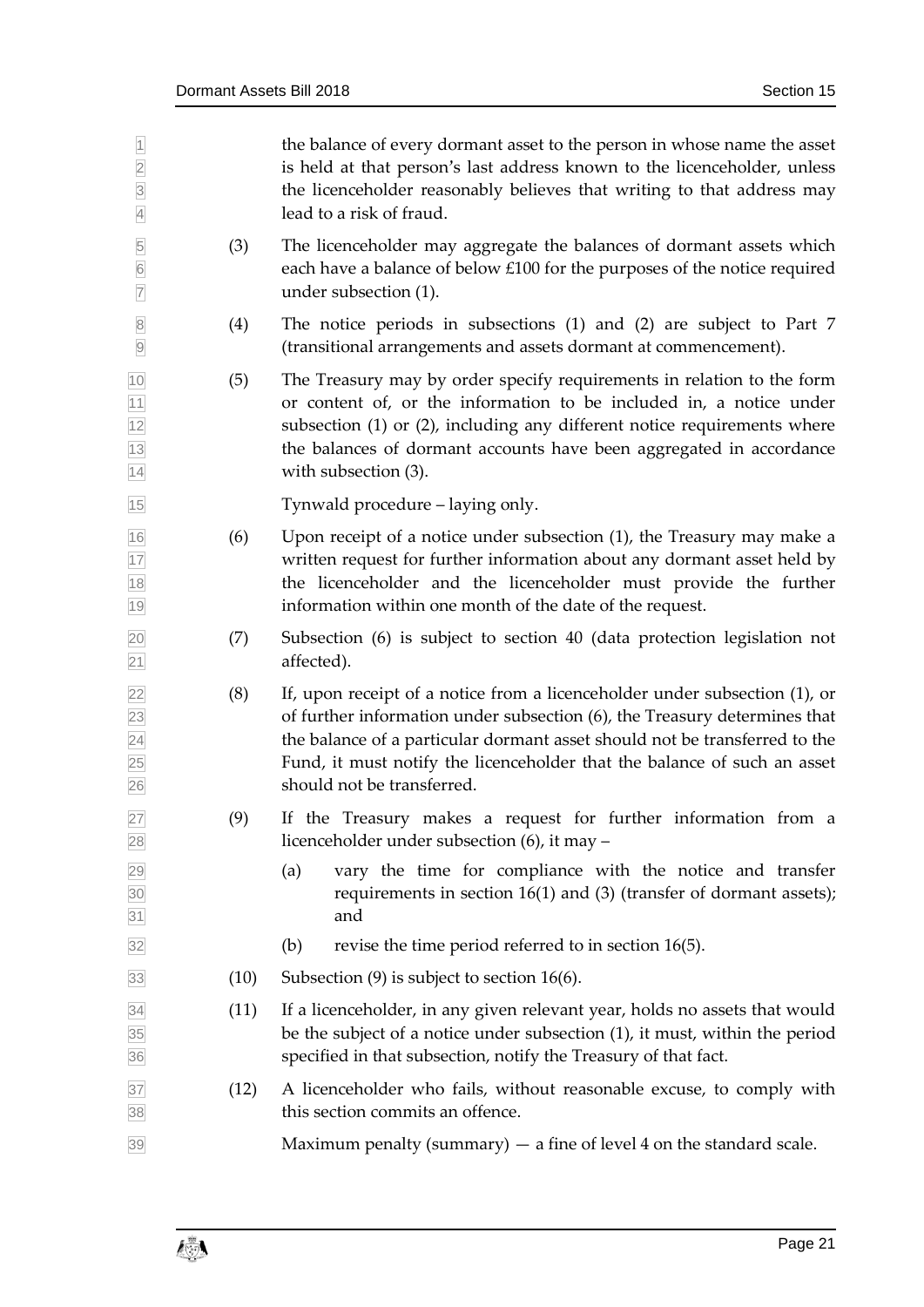the balance of every dormant asset to the person in whose name the asset is held at that person's last address known to the licenceholder, unless the licenceholder reasonably believes that writing to that address may lead to a risk of fraud.

(3) The licenceholder may aggregate the balances of dormant assets which each have a balance of below £100 for the purposes of the notice required under subsection (1).

(4) The notice periods in subsections (1) and (2) are subject to Part 7 (transitional arrangements and assets dormant at commencement).

(5) The Treasury may by order specify requirements in relation to the form or content of, or the information to be included in, a notice under subsection (1) or (2), including any different notice requirements where the balances of dormant accounts have been aggregated in accordance with subsection (3).

Tynwald procedure – laying only.

(6) Upon receipt of a notice under subsection (1), the Treasury may make a written request for further information about any dormant asset held by the licenceholder and the licenceholder must provide the further information within one month of the date of the request.

(7) Subsection (6) is subject to section 40 (data protection legislation not affected).

(8) If, upon receipt of a notice from a licenceholder under subsection (1), or of further information under subsection (6), the Treasury determines that the balance of a particular dormant asset should not be transferred to the Fund, it must notify the licenceholder that the balance of such an asset should not be transferred.

(9) If the Treasury makes a request for further information from a licenceholder under subsection (6), it may –

(a) vary the time for compliance with the notice and transfer requirements in section 16(1) and (3) (transfer of dormant assets); and

(b) revise the time period referred to in section 16(5).

(10) Subsection (9) is subject to section 16(6).

(11) If a licenceholder, in any given relevant year, holds no assets that would be the subject of a notice under subsection (1), it must, within the period specified in that subsection, notify the Treasury of that fact.

(12) A licenceholder who fails, without reasonable excuse, to comply with this section commits an offence.

Maximum penalty (summary) — a fine of level 4 on the standard scale.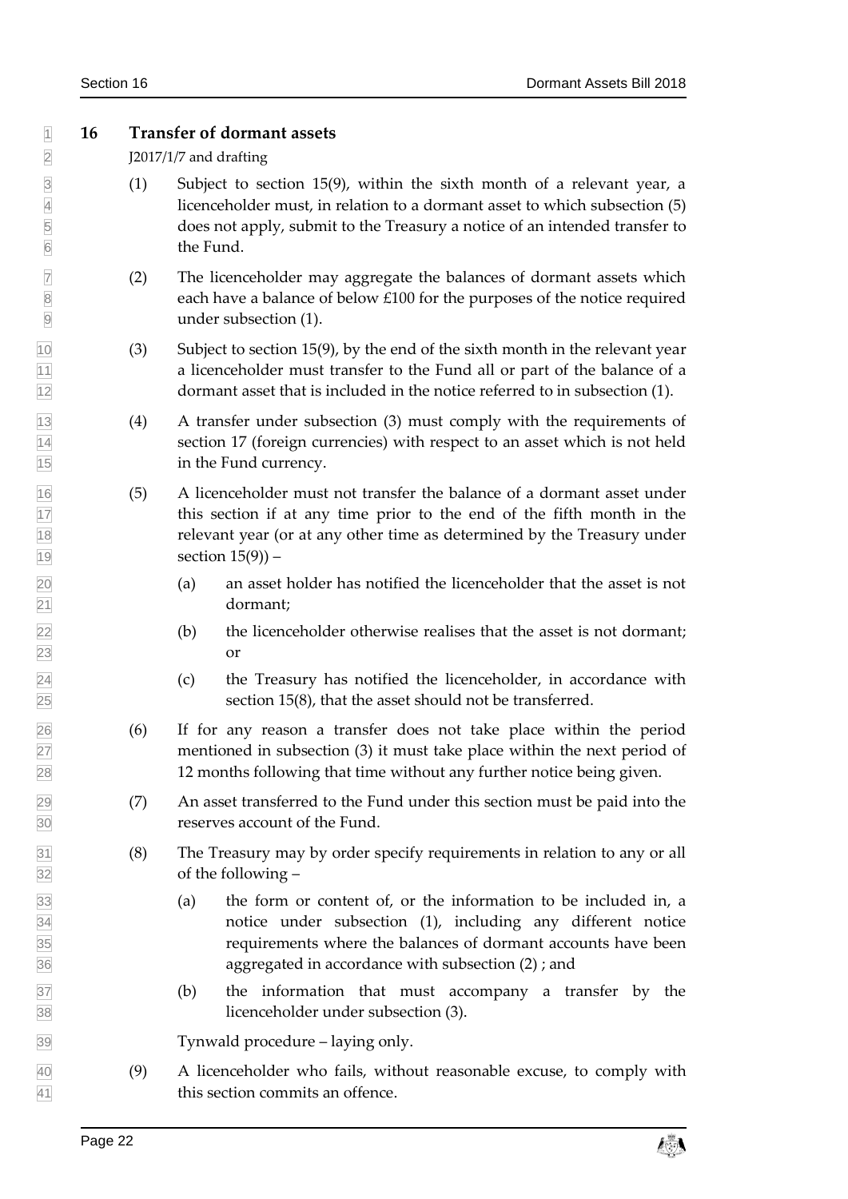## 16 Transfer of dormant assets

J2017/1/7 and drafting

(1) Subject to section 15(9), within the sixth month of a relevant year, a licenceholder must, in relation to a dormant asset to which subsection (5) does not apply, submit to the Treasury a notice of an intended transfer to the Fund.

(2) The licenceholder may aggregate the balances of dormant assets which each have a balance of below £100 for the purposes of the notice required under subsection (1).

(3) Subject to section 15(9), by the end of the sixth month in the relevant year a licenceholder must transfer to the Fund all or part of the balance of a dormant asset that is included in the notice referred to in subsection (1).

(4) A transfer under subsection (3) must comply with the requirements of section 17 (foreign currencies) with respect to an asset which is not held in the Fund currency.

(5) A licenceholder must not transfer the balance of a dormant asset under this section if at any time prior to the end of the fifth month in the relevant year (or at any other time as determined by the Treasury under section 15(9)) –

- (a) an asset holder has notified the licenceholder that the asset is not dormant;
- (b) the licenceholder otherwise realises that the asset is not dormant; or
- (c) the Treasury has notified the licenceholder, in accordance with section 15(8), that the asset should not be transferred.

(6) If for any reason a transfer does not take place within the period mentioned in subsection (3) it must take place within the next period of 12 months following that time without any further notice being given.

(7) An asset transferred to the Fund under this section must be paid into the reserves account of the Fund.

(8) The Treasury may by order specify requirements in relation to any or all of the following –

- (a) the form or content of, or the information to be included in, a notice under subsection (1), including any different notice requirements where the balances of dormant accounts have been aggregated in accordance with subsection (2) ; and
- (b) the information that must accompany a transfer by the licenceholder under subsection (3).

Tynwald procedure – laying only.

(9) A licenceholder who fails, without reasonable excuse, to comply with this section commits an offence.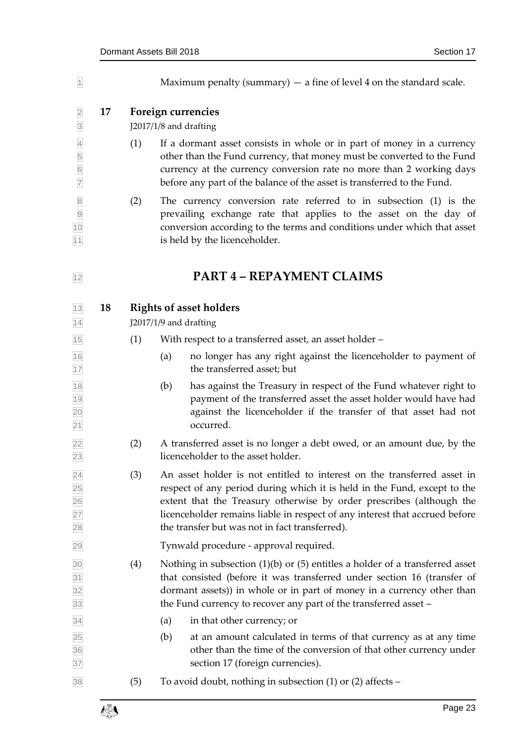Maximum penalty (summary) — a fine of level 4 on the standard scale.

### 17 Foreign currencies

J2017/1/8 and drafting

(1) If a dormant asset consists in whole or in part of money in a currency other than the Fund currency, that money must be converted to the Fund currency at the currency conversion rate no more than 2 working days before any part of the balance of the asset is transferred to the Fund.

(2) The currency conversion rate referred to in subsection (1) is the prevailing exchange rate that applies to the asset on the day of conversion according to the terms and conditions under which that asset is held by the licenceholder.

## PART 4 – REPAYMENT CLAIMS

### 18 Rights of asset holders

J2017/1/9 and drafting

(1) With respect to a transferred asset, an asset holder –

(a) no longer has any right against the licenceholder to payment of the transferred asset; but

(b) has against the Treasury in respect of the Fund whatever right to payment of the transferred asset the asset holder would have had against the licenceholder if the transfer of that asset had not occurred.

(2) A transferred asset is no longer a debt owed, or an amount due, by the licenceholder to the asset holder.

(3) An asset holder is not entitled to interest on the transferred asset in respect of any period during which it is held in the Fund, except to the extent that the Treasury otherwise by order prescribes (although the licenceholder remains liable in respect of any interest that accrued before the transfer but was not in fact transferred).

Tynwald procedure - approval required.

(4) Nothing in subsection (1)(b) or (5) entitles a holder of a transferred asset that consisted (before it was transferred under section 16 (transfer of dormant assets)) in whole or in part of money in a currency other than the Fund currency to recover any part of the transferred asset –

(a) in that other currency; or

(b) at an amount calculated in terms of that currency as at any time other than the time of the conversion of that other currency under section 17 (foreign currencies).

(5) To avoid doubt, nothing in subsection (1) or (2) affects –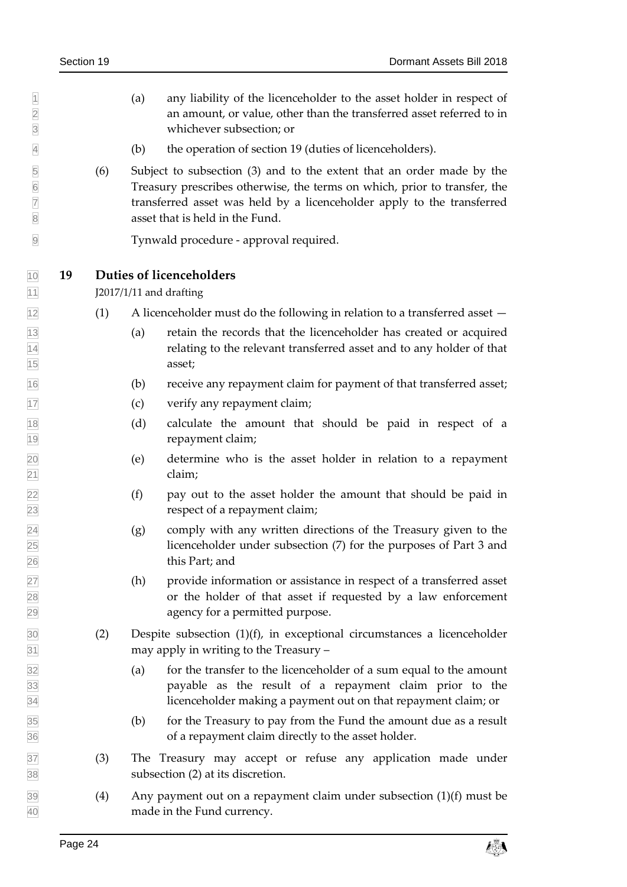(a) any liability of the licenceholder to the asset holder in respect of an amount, or value, other than the transferred asset referred to in whichever subsection; or

(b) the operation of section 19 (duties of licenceholders).

(6) Subject to subsection (3) and to the extent that an order made by the Treasury prescribes otherwise, the terms on which, prior to transfer, the transferred asset was held by a licenceholder apply to the transferred asset that is held in the Fund.

Tynwald procedure - approval required.

## 19 Duties of licenceholders

J2017/1/11 and drafting

(1) A licenceholder must do the following in relation to a transferred asset —

(a) retain the records that the licenceholder has created or acquired relating to the relevant transferred asset and to any holder of that asset;

(b) receive any repayment claim for payment of that transferred asset;

(c) verify any repayment claim;

(d) calculate the amount that should be paid in respect of a repayment claim;

(e) determine who is the asset holder in relation to a repayment claim;

(f) pay out to the asset holder the amount that should be paid in respect of a repayment claim;

(g) comply with any written directions of the Treasury given to the licenceholder under subsection (7) for the purposes of Part 3 and this Part; and

(h) provide information or assistance in respect of a transferred asset or the holder of that asset if requested by a law enforcement agency for a permitted purpose.

(2) Despite subsection (1)(f), in exceptional circumstances a licenceholder may apply in writing to the Treasury –

(a) for the transfer to the licenceholder of a sum equal to the amount payable as the result of a repayment claim prior to the licenceholder making a payment out on that repayment claim; or

(b) for the Treasury to pay from the Fund the amount due as a result of a repayment claim directly to the asset holder.

(3) The Treasury may accept or refuse any application made under subsection (2) at its discretion.

(4) Any payment out on a repayment claim under subsection (1)(f) must be made in the Fund currency.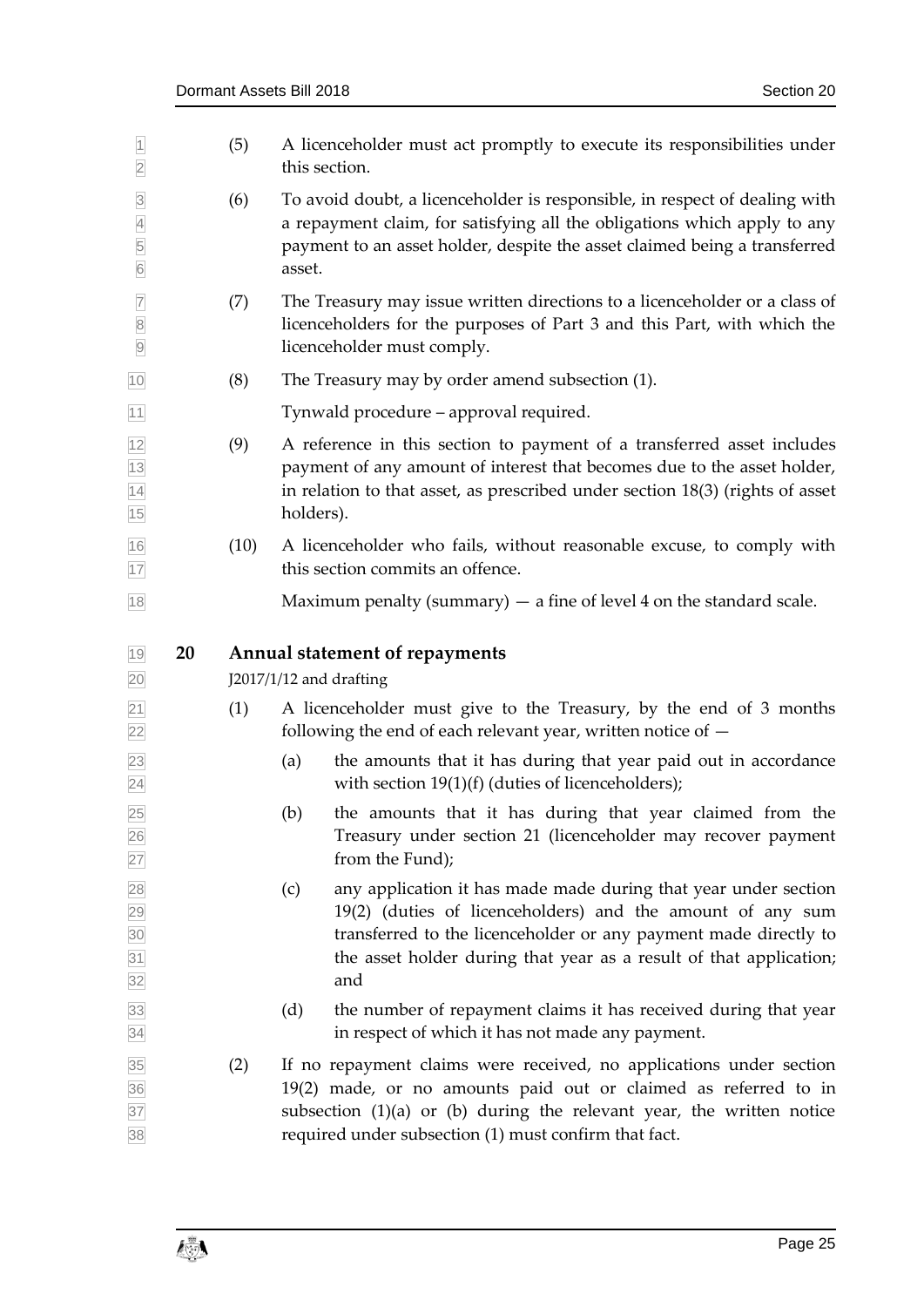(5) A licenceholder must act promptly to execute its responsibilities under this section.

(6) To avoid doubt, a licenceholder is responsible, in respect of dealing with a repayment claim, for satisfying all the obligations which apply to any payment to an asset holder, despite the asset claimed being a transferred asset.

(7) The Treasury may issue written directions to a licenceholder or a class of licenceholders for the purposes of Part 3 and this Part, with which the licenceholder must comply.

(8) The Treasury may by order amend subsection (1).

Tynwald procedure – approval required.

(9) A reference in this section to payment of a transferred asset includes payment of any amount of interest that becomes due to the asset holder, in relation to that asset, as prescribed under section 18(3) (rights of asset holders).

(10) A licenceholder who fails, without reasonable excuse, to comply with this section commits an offence.

Maximum penalty (summary) — a fine of level 4 on the standard scale.

## 20 Annual statement of repayments

J2017/1/12 and drafting

(1) A licenceholder must give to the Treasury, by the end of 3 months following the end of each relevant year, written notice of —

(a) the amounts that it has during that year paid out in accordance with section 19(1)(f) (duties of licenceholders);

(b) the amounts that it has during that year claimed from the Treasury under section 21 (licenceholder may recover payment from the Fund);

(c) any application it has made made during that year under section 19(2) (duties of licenceholders) and the amount of any sum transferred to the licenceholder or any payment made directly to the asset holder during that year as a result of that application; and

(d) the number of repayment claims it has received during that year in respect of which it has not made any payment.

(2) If no repayment claims were received, no applications under section 19(2) made, or no amounts paid out or claimed as referred to in subsection (1)(a) or (b) during the relevant year, the written notice required under subsection (1) must confirm that fact.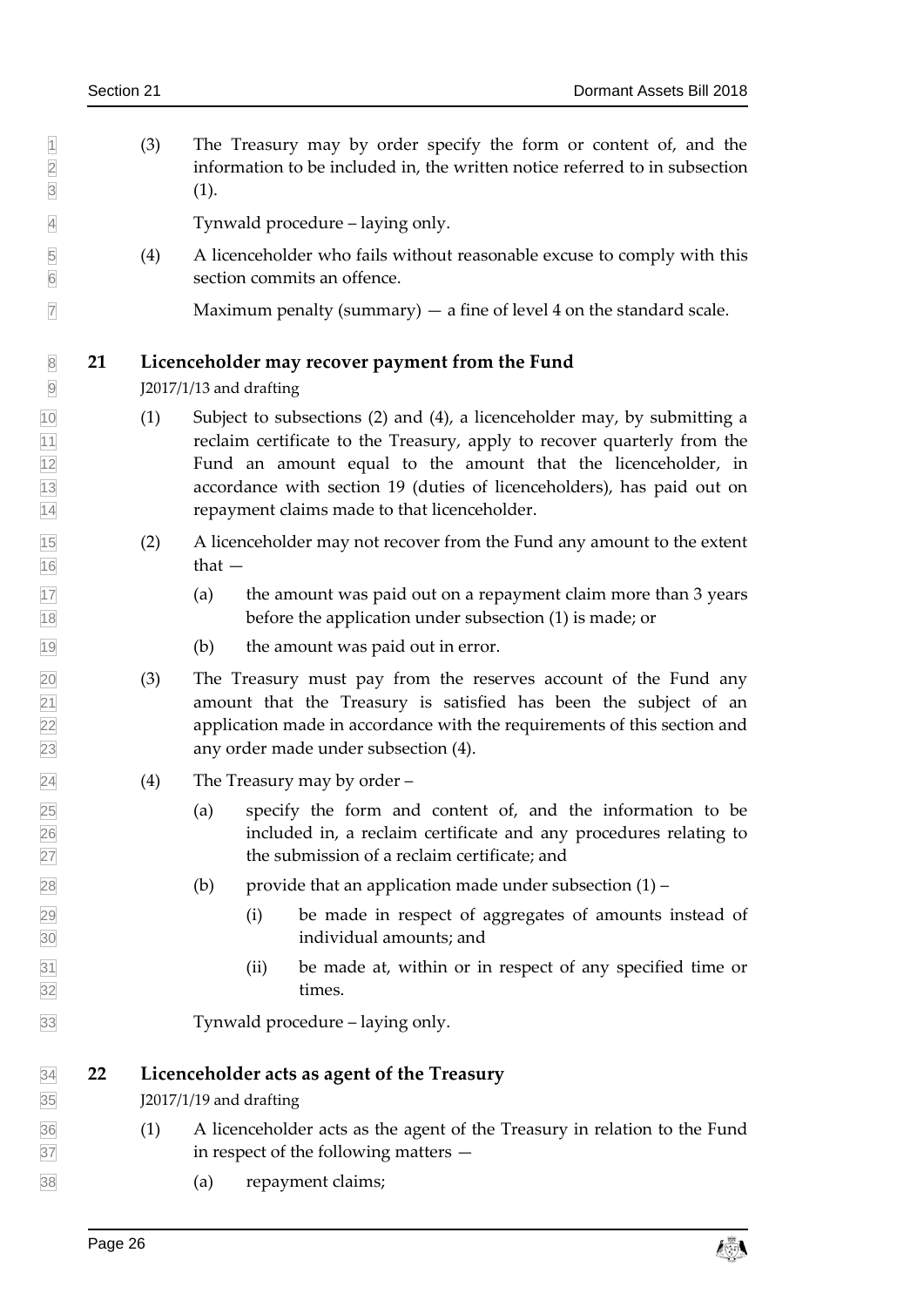(3) The Treasury may by order specify the form or content of, and the information to be included in, the written notice referred to in subsection (1).

Tynwald procedure – laying only.

(4) A licenceholder who fails without reasonable excuse to comply with this section commits an offence.

Maximum penalty (summary) — a fine of level 4 on the standard scale.

## 21 Licenceholder may recover payment from the Fund

J2017/1/13 and drafting

(1) Subject to subsections (2) and (4), a licenceholder may, by submitting a reclaim certificate to the Treasury, apply to recover quarterly from the Fund an amount equal to the amount that the licenceholder, in accordance with section 19 (duties of licenceholders), has paid out on repayment claims made to that licenceholder.

(2) A licenceholder may not recover from the Fund any amount to the extent that —

(a) the amount was paid out on a repayment claim more than 3 years before the application under subsection (1) is made; or

(b) the amount was paid out in error.

(3) The Treasury must pay from the reserves account of the Fund any amount that the Treasury is satisfied has been the subject of an application made in accordance with the requirements of this section and any order made under subsection (4).

(4) The Treasury may by order –

(a) specify the form and content of, and the information to be included in, a reclaim certificate and any procedures relating to the submission of a reclaim certificate; and

(b) provide that an application made under subsection (1) –

(i) be made in respect of aggregates of amounts instead of individual amounts; and

(ii) be made at, within or in respect of any specified time or times.

Tynwald procedure – laying only.

## 22 Licenceholder acts as agent of the Treasury

J2017/1/19 and drafting

(1) A licenceholder acts as the agent of the Treasury in relation to the Fund in respect of the following matters —

(a) repayment claims;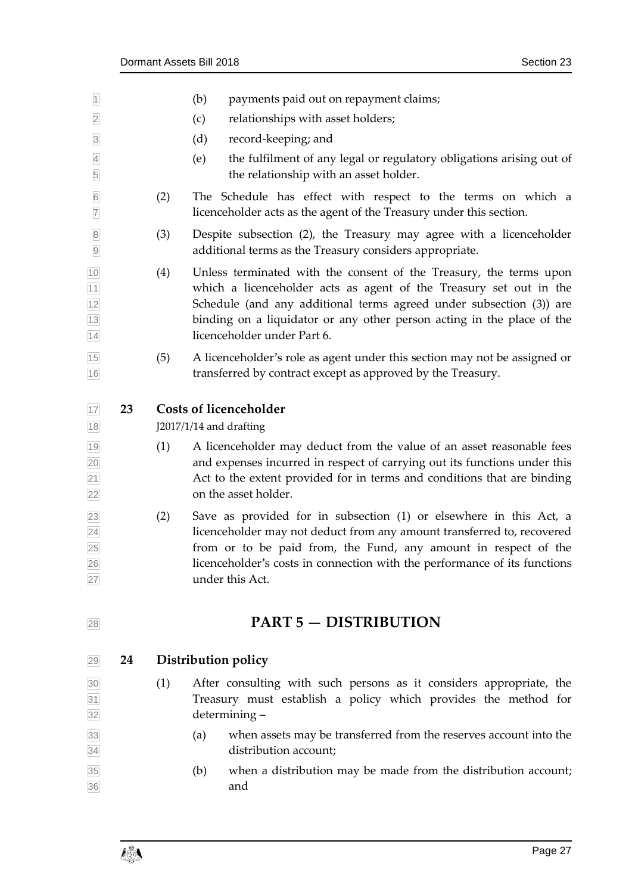(b) payments paid out on repayment claims;

(c) relationships with asset holders;

(d) record-keeping; and

(e) the fulfilment of any legal or regulatory obligations arising out of the relationship with an asset holder.

(2) The Schedule has effect with respect to the terms on which a licenceholder acts as the agent of the Treasury under this section.

(3) Despite subsection (2), the Treasury may agree with a licenceholder additional terms as the Treasury considers appropriate.

(4) Unless terminated with the consent of the Treasury, the terms upon which a licenceholder acts as agent of the Treasury set out in the Schedule (and any additional terms agreed under subsection (3)) are binding on a liquidator or any other person acting in the place of the licenceholder under Part 6.

(5) A licenceholder's role as agent under this section may not be assigned or transferred by contract except as approved by the Treasury.

### 23 Costs of licenceholder

J2017/1/14 and drafting

(1) A licenceholder may deduct from the value of an asset reasonable fees and expenses incurred in respect of carrying out its functions under this Act to the extent provided for in terms and conditions that are binding on the asset holder.

(2) Save as provided for in subsection (1) or elsewhere in this Act, a licenceholder may not deduct from any amount transferred to, recovered from or to be paid from, the Fund, any amount in respect of the licenceholder's costs in connection with the performance of its functions under this Act.

## PART 5 — DISTRIBUTION

### 24 Distribution policy

(1) After consulting with such persons as it considers appropriate, the Treasury must establish a policy which provides the method for determining –

(a) when assets may be transferred from the reserves account into the distribution account;

(b) when a distribution may be made from the distribution account; and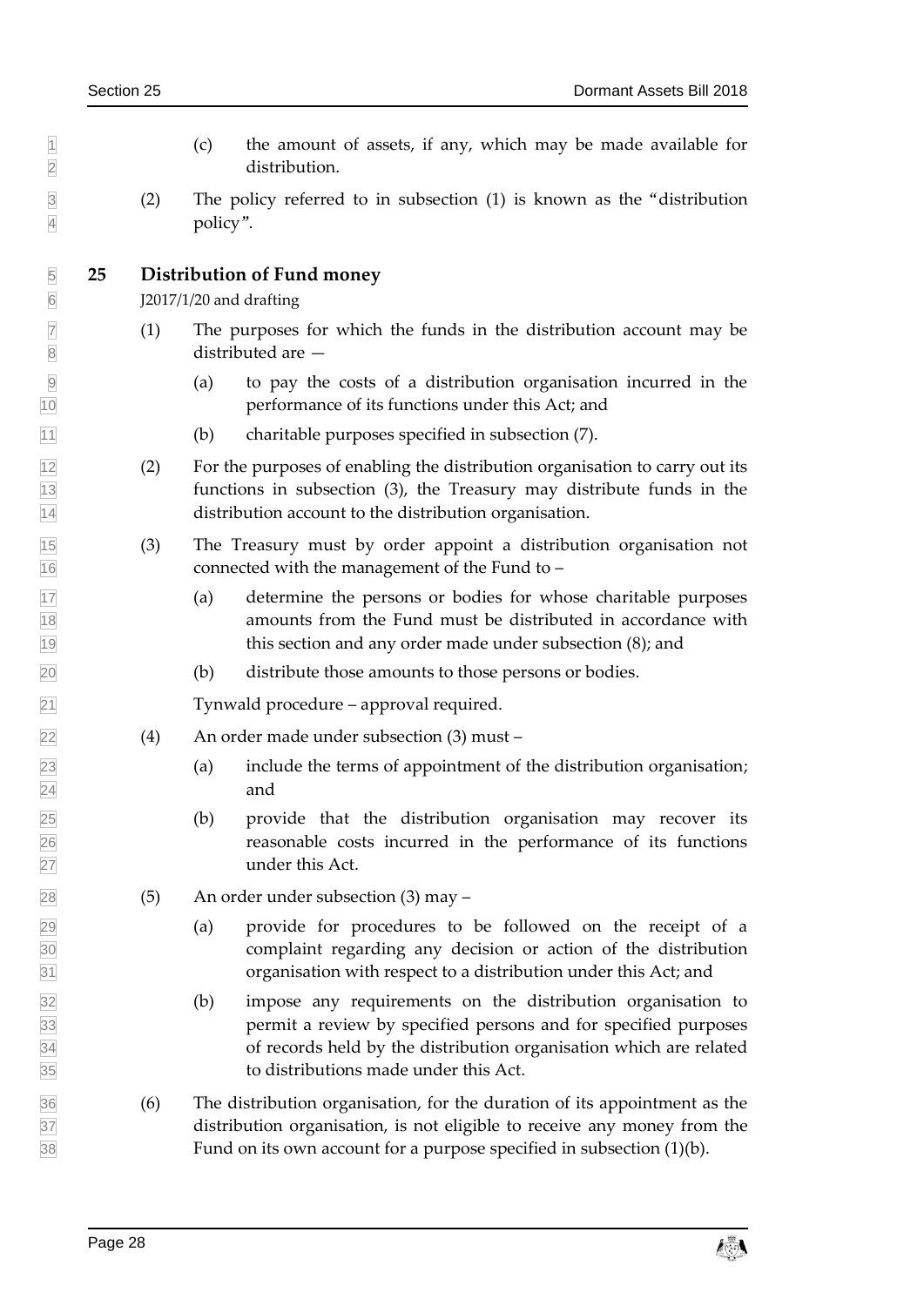(c) the amount of assets, if any, which may be made available for distribution.

(2) The policy referred to in subsection (1) is known as the "distribution policy".

## 25 Distribution of Fund money

J2017/1/20 and drafting

(1) The purposes for which the funds in the distribution account may be distributed are —

(a) to pay the costs of a distribution organisation incurred in the performance of its functions under this Act; and

(b) charitable purposes specified in subsection (7).

(2) For the purposes of enabling the distribution organisation to carry out its functions in subsection (3), the Treasury may distribute funds in the distribution account to the distribution organisation.

(3) The Treasury must by order appoint a distribution organisation not connected with the management of the Fund to –

(a) determine the persons or bodies for whose charitable purposes amounts from the Fund must be distributed in accordance with this section and any order made under subsection (8); and

(b) distribute those amounts to those persons or bodies.

Tynwald procedure – approval required.

(4) An order made under subsection (3) must –

(a) include the terms of appointment of the distribution organisation; and

(b) provide that the distribution organisation may recover its reasonable costs incurred in the performance of its functions under this Act.

(5) An order under subsection (3) may –

(a) provide for procedures to be followed on the receipt of a complaint regarding any decision or action of the distribution organisation with respect to a distribution under this Act; and

(b) impose any requirements on the distribution organisation to permit a review by specified persons and for specified purposes of records held by the distribution organisation which are related to distributions made under this Act.

(6) The distribution organisation, for the duration of its appointment as the distribution organisation, is not eligible to receive any money from the Fund on its own account for a purpose specified in subsection (1)(b).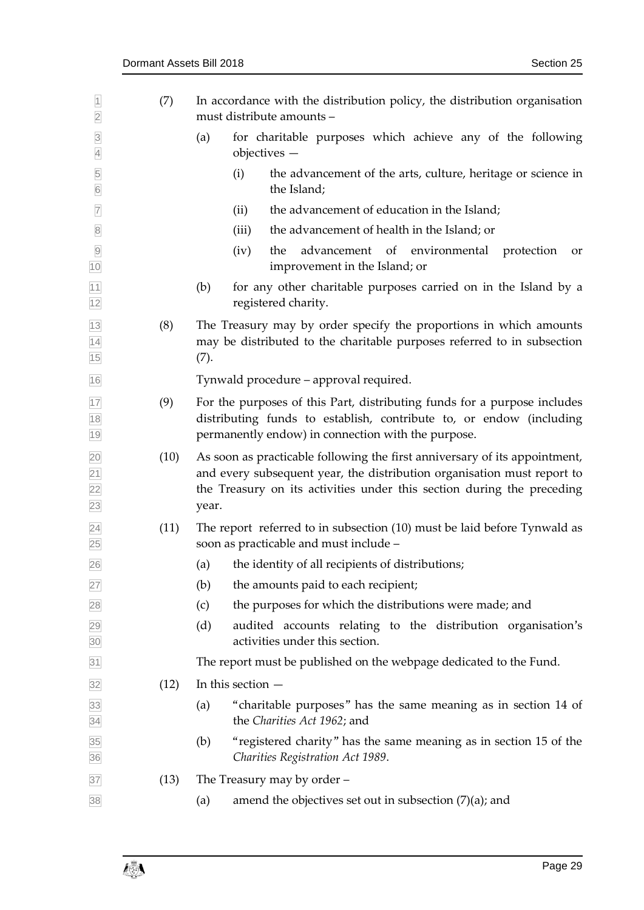(7) In accordance with the distribution policy, the distribution organisation must distribute amounts –

(a) for charitable purposes which achieve any of the following objectives —

(i) the advancement of the arts, culture, heritage or science in the Island;

(ii) the advancement of education in the Island;

(iii) the advancement of health in the Island; or

(iv) the advancement of environmental protection or improvement in the Island; or

(b) for any other charitable purposes carried on in the Island by a registered charity.

(8) The Treasury may by order specify the proportions in which amounts may be distributed to the charitable purposes referred to in subsection (7).

Tynwald procedure – approval required.

(9) For the purposes of this Part, distributing funds for a purpose includes distributing funds to establish, contribute to, or endow (including permanently endow) in connection with the purpose.

(10) As soon as practicable following the first anniversary of its appointment, and every subsequent year, the distribution organisation must report to the Treasury on its activities under this section during the preceding year.

(11) The report referred to in subsection (10) must be laid before Tynwald as soon as practicable and must include –

(a) the identity of all recipients of distributions;

(b) the amounts paid to each recipient;

(c) the purposes for which the distributions were made; and

(d) audited accounts relating to the distribution organisation's activities under this section.

The report must be published on the webpage dedicated to the Fund.

(12) In this section —

(a) "charitable purposes" has the same meaning as in section 14 of the *Charities Act 1962*; and

(b) "registered charity" has the same meaning as in section 15 of the *Charities Registration Act 1989*.

(13) The Treasury may by order –

(a) amend the objectives set out in subsection (7)(a); and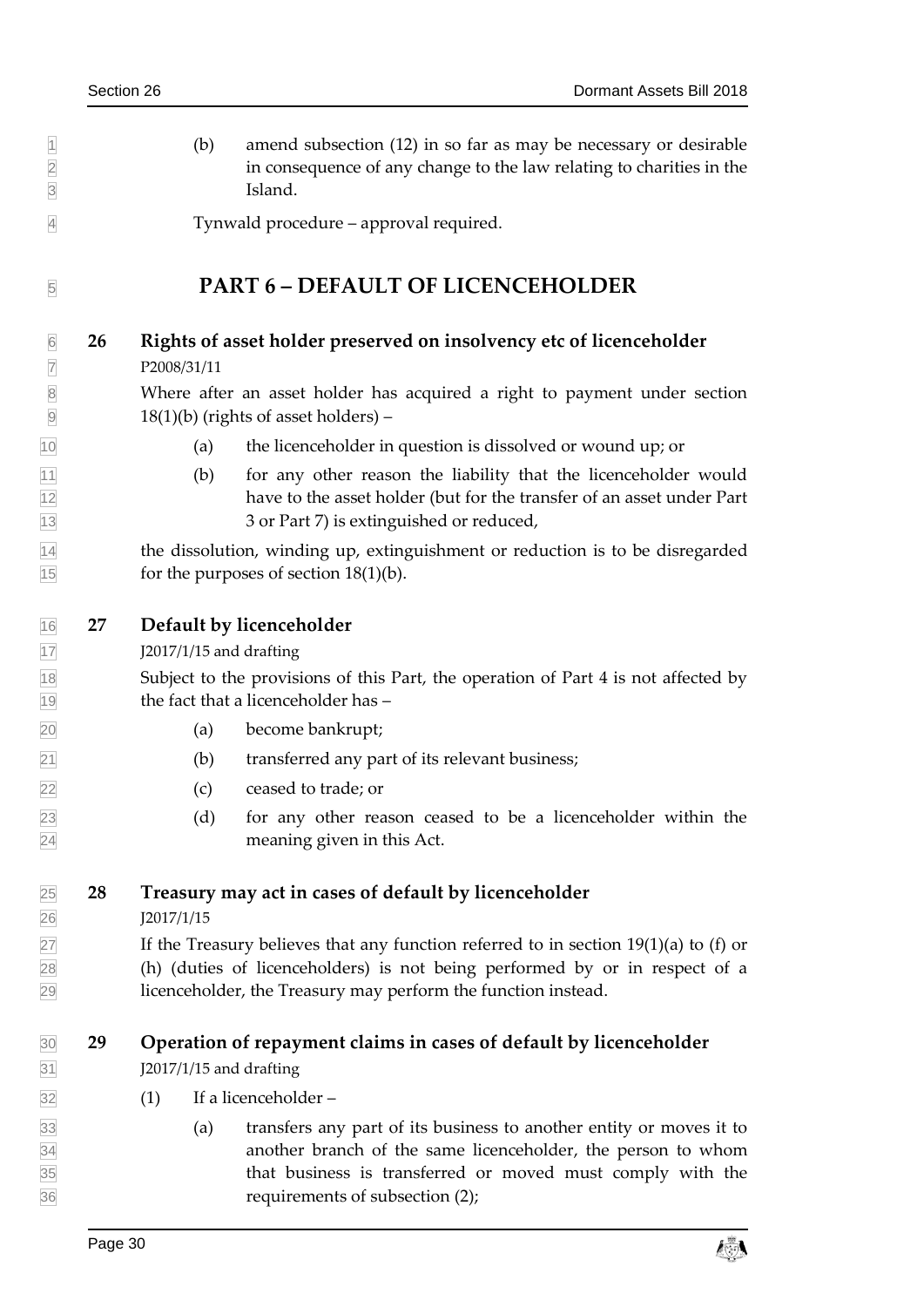(b) amend subsection (12) in so far as may be necessary or desirable in consequence of any change to the law relating to charities in the Island.

Tynwald procedure – approval required.

# PART 6 – DEFAULT OF LICENCEHOLDER

## 26 Rights of asset holder preserved on insolvency etc of licenceholder

P2008/31/11

Where after an asset holder has acquired a right to payment under section 18(1)(b) (rights of asset holders) –

(a) the licenceholder in question is dissolved or wound up; or

(b) for any other reason the liability that the licenceholder would have to the asset holder (but for the transfer of an asset under Part 3 or Part 7) is extinguished or reduced,

the dissolution, winding up, extinguishment or reduction is to be disregarded for the purposes of section 18(1)(b).

## 27 Default by licenceholder

J2017/1/15 and drafting

Subject to the provisions of this Part, the operation of Part 4 is not affected by the fact that a licenceholder has –

(a) become bankrupt;

(b) transferred any part of its relevant business;

(c) ceased to trade; or

(d) for any other reason ceased to be a licenceholder within the meaning given in this Act.

## 28 Treasury may act in cases of default by licenceholder

J2017/1/15

If the Treasury believes that any function referred to in section 19(1)(a) to (f) or (h) (duties of licenceholders) is not being performed by or in respect of a licenceholder, the Treasury may perform the function instead.

## 29 Operation of repayment claims in cases of default by licenceholder

J2017/1/15 and drafting

(1) If a licenceholder –

(a) transfers any part of its business to another entity or moves it to another branch of the same licenceholder, the person to whom that business is transferred or moved must comply with the requirements of subsection (2);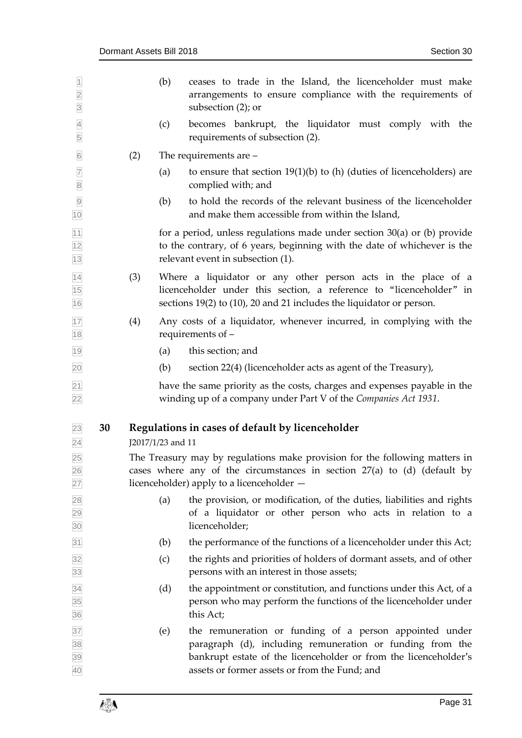(b) ceases to trade in the Island, the licenceholder must make arrangements to ensure compliance with the requirements of subsection (2); or

(c) becomes bankrupt, the liquidator must comply with the requirements of subsection (2).

(2) The requirements are –

(a) to ensure that section 19(1)(b) to (h) (duties of licenceholders) are complied with; and

(b) to hold the records of the relevant business of the licenceholder and make them accessible from within the Island,

for a period, unless regulations made under section 30(a) or (b) provide to the contrary, of 6 years, beginning with the date of whichever is the relevant event in subsection (1).

(3) Where a liquidator or any other person acts in the place of a licenceholder under this section, a reference to "licenceholder" in sections 19(2) to (10), 20 and 21 includes the liquidator or person.

(4) Any costs of a liquidator, whenever incurred, in complying with the requirements of –

(a) this section; and

(b) section 22(4) (licenceholder acts as agent of the Treasury),

have the same priority as the costs, charges and expenses payable in the winding up of a company under Part V of the *Companies Act 1931*.

## 30 Regulations in cases of default by licenceholder

J2017/1/23 and 11

The Treasury may by regulations make provision for the following matters in cases where any of the circumstances in section 27(a) to (d) (default by licenceholder) apply to a licenceholder —

(a) the provision, or modification, of the duties, liabilities and rights of a liquidator or other person who acts in relation to a licenceholder;

(b) the performance of the functions of a licenceholder under this Act;

(c) the rights and priorities of holders of dormant assets, and of other persons with an interest in those assets;

(d) the appointment or constitution, and functions under this Act, of a person who may perform the functions of the licenceholder under this Act;

(e) the remuneration or funding of a person appointed under paragraph (d), including remuneration or funding from the bankrupt estate of the licenceholder or from the licenceholder's assets or former assets or from the Fund; and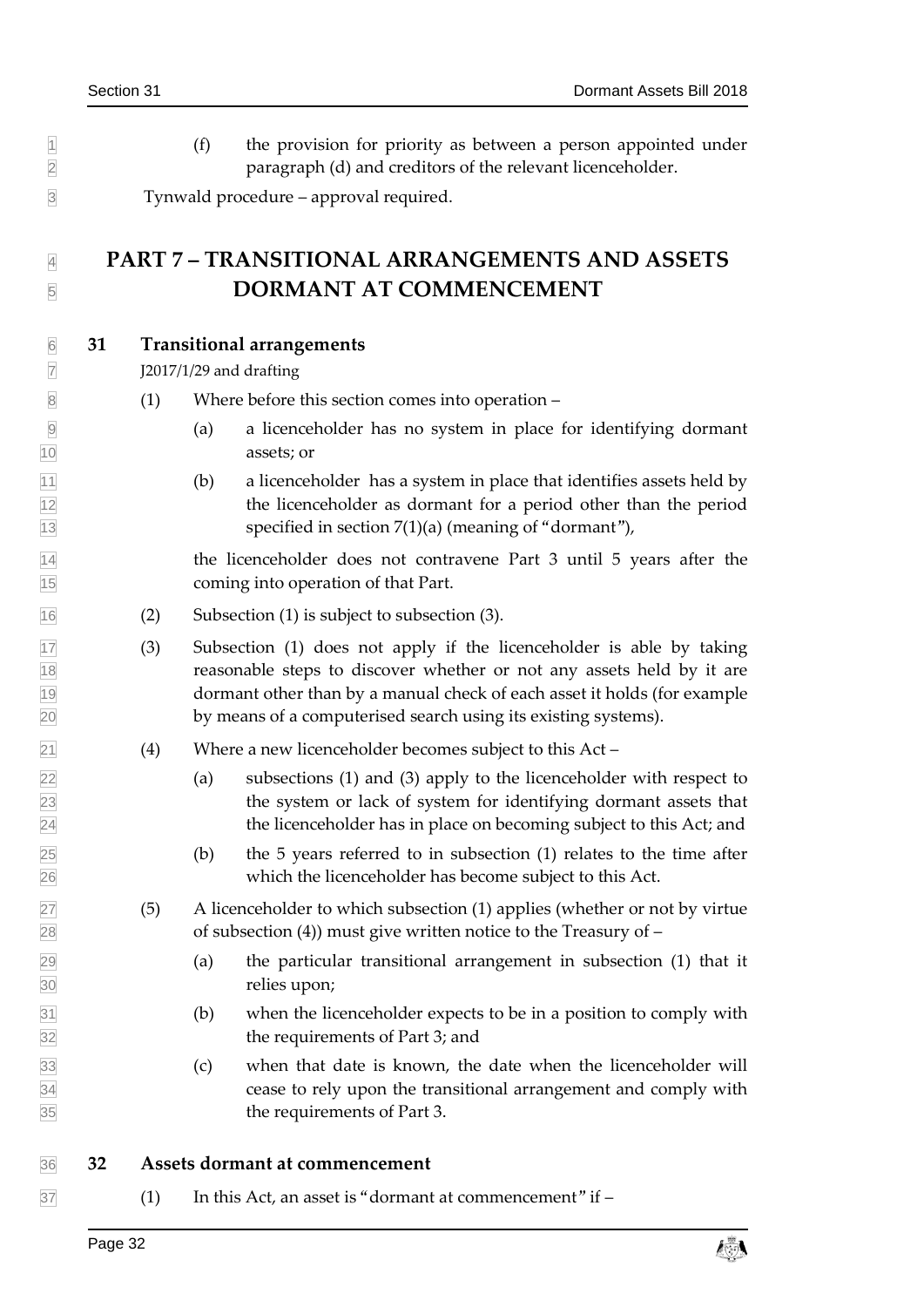(f) the provision for priority as between a person appointed under paragraph (d) and creditors of the relevant licenceholder.

Tynwald procedure – approval required.

# PART 7 – TRANSITIONAL ARRANGEMENTS AND ASSETS DORMANT AT COMMENCEMENT

## 31 Transitional arrangements

J2017/1/29 and drafting

(1) Where before this section comes into operation –

(a) a licenceholder has no system in place for identifying dormant assets; or

(b) a licenceholder has a system in place that identifies assets held by the licenceholder as dormant for a period other than the period specified in section 7(1)(a) (meaning of "dormant"),

the licenceholder does not contravene Part 3 until 5 years after the coming into operation of that Part.

(2) Subsection (1) is subject to subsection (3).

(3) Subsection (1) does not apply if the licenceholder is able by taking reasonable steps to discover whether or not any assets held by it are dormant other than by a manual check of each asset it holds (for example by means of a computerised search using its existing systems).

(4) Where a new licenceholder becomes subject to this Act –

(a) subsections (1) and (3) apply to the licenceholder with respect to the system or lack of system for identifying dormant assets that the licenceholder has in place on becoming subject to this Act; and

(b) the 5 years referred to in subsection (1) relates to the time after which the licenceholder has become subject to this Act.

(5) A licenceholder to which subsection (1) applies (whether or not by virtue of subsection (4)) must give written notice to the Treasury of –

(a) the particular transitional arrangement in subsection (1) that it relies upon;

(b) when the licenceholder expects to be in a position to comply with the requirements of Part 3; and

(c) when that date is known, the date when the licenceholder will cease to rely upon the transitional arrangement and comply with the requirements of Part 3.

## 32 Assets dormant at commencement

(1) In this Act, an asset is "dormant at commencement" if –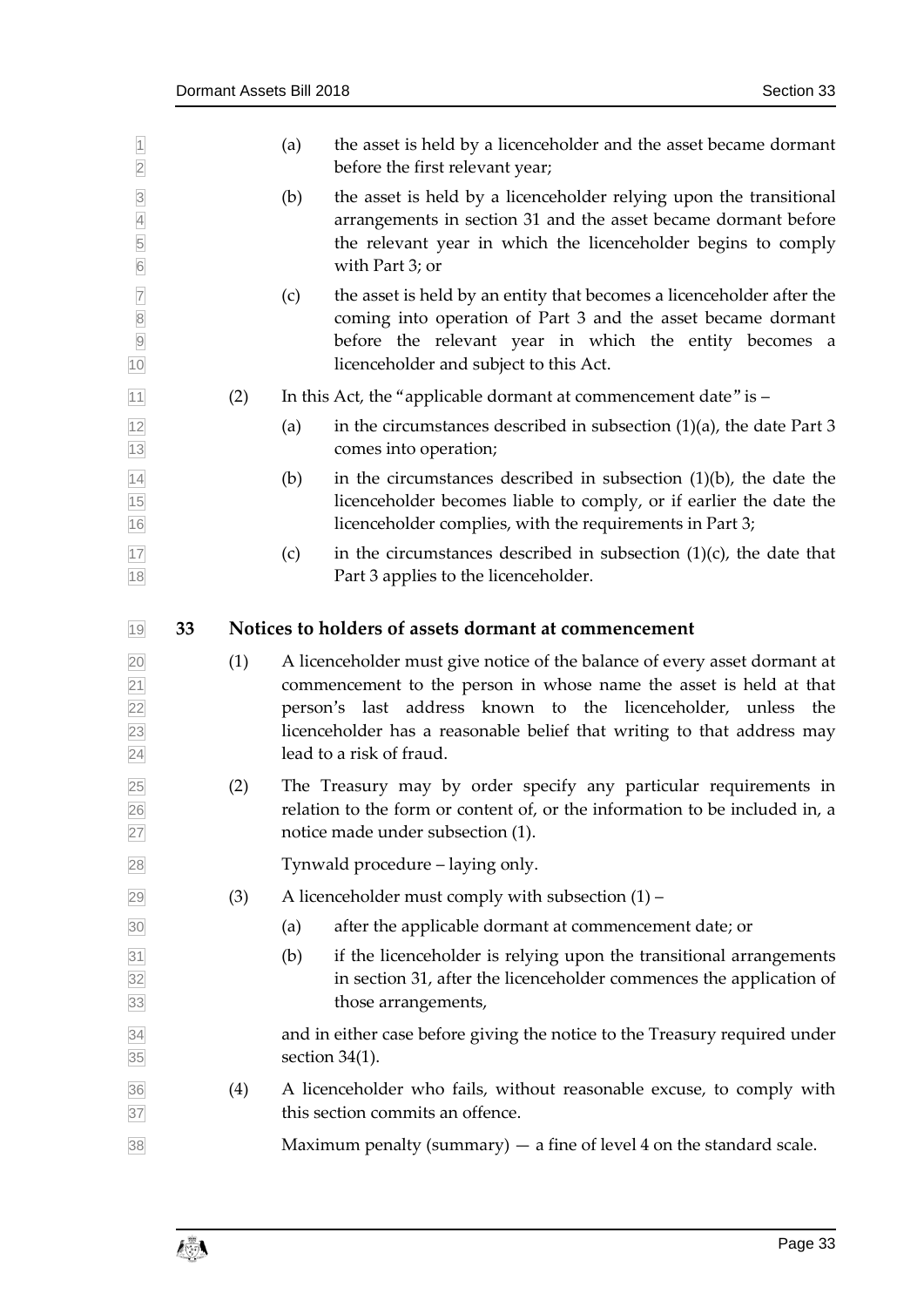(a) the asset is held by a licenceholder and the asset became dormant before the first relevant year;

(b) the asset is held by a licenceholder relying upon the transitional arrangements in section 31 and the asset became dormant before the relevant year in which the licenceholder begins to comply with Part 3; or

(c) the asset is held by an entity that becomes a licenceholder after the coming into operation of Part 3 and the asset became dormant before the relevant year in which the entity becomes a licenceholder and subject to this Act.

(2) In this Act, the "applicable dormant at commencement date" is –

(a) in the circumstances described in subsection (1)(a), the date Part 3 comes into operation;

(b) in the circumstances described in subsection (1)(b), the date the licenceholder becomes liable to comply, or if earlier the date the licenceholder complies, with the requirements in Part 3;

(c) in the circumstances described in subsection (1)(c), the date that Part 3 applies to the licenceholder.

## 33 Notices to holders of assets dormant at commencement

(1) A licenceholder must give notice of the balance of every asset dormant at commencement to the person in whose name the asset is held at that person's last address known to the licenceholder, unless the licenceholder has a reasonable belief that writing to that address may lead to a risk of fraud.

(2) The Treasury may by order specify any particular requirements in relation to the form or content of, or the information to be included in, a notice made under subsection (1).

Tynwald procedure – laying only.

(3) A licenceholder must comply with subsection (1) –

(a) after the applicable dormant at commencement date; or

(b) if the licenceholder is relying upon the transitional arrangements in section 31, after the licenceholder commences the application of those arrangements,

and in either case before giving the notice to the Treasury required under section 34(1).

(4) A licenceholder who fails, without reasonable excuse, to comply with this section commits an offence.

Maximum penalty (summary) — a fine of level 4 on the standard scale.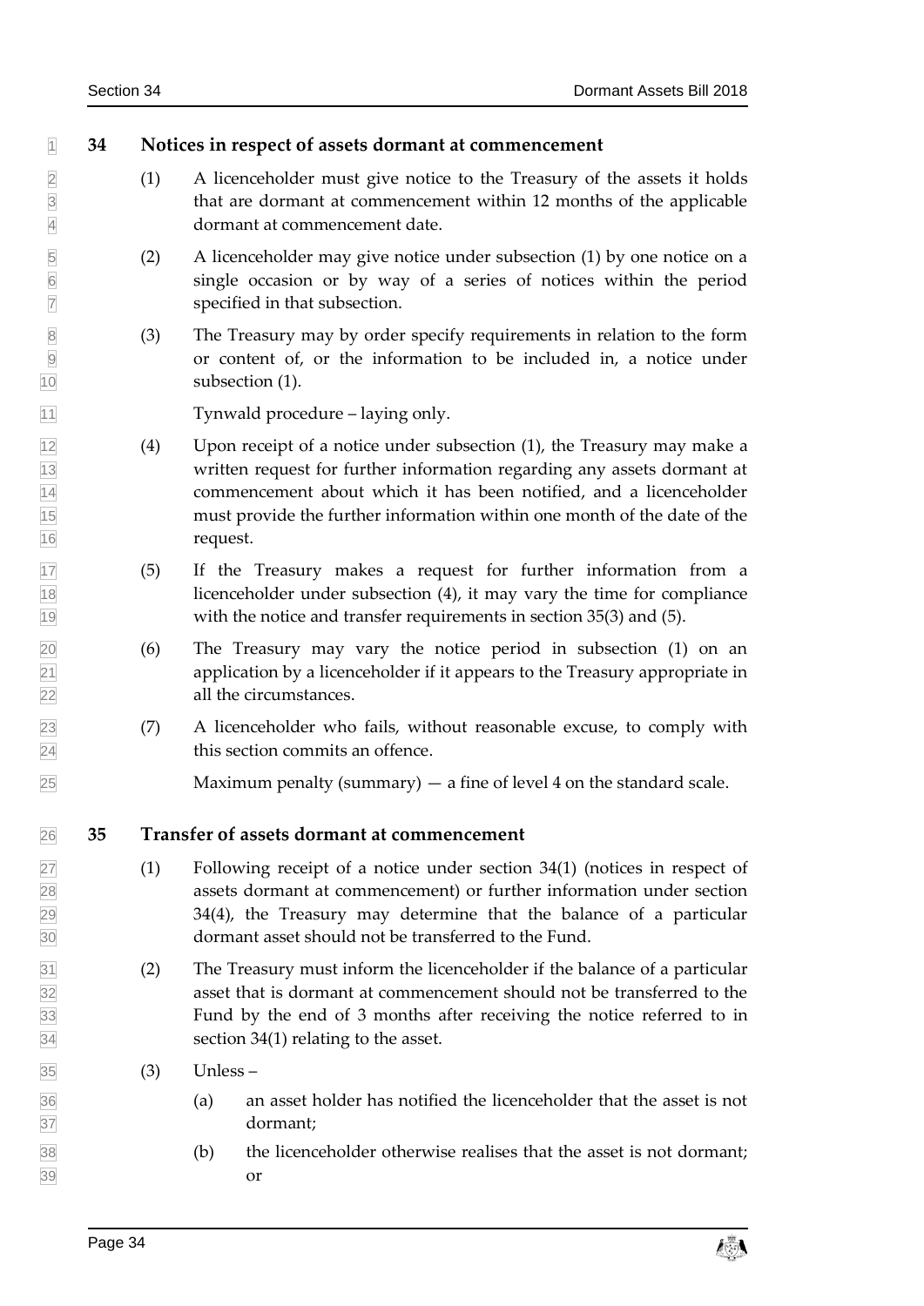## 34 Notices in respect of assets dormant at commencement

(1) A licenceholder must give notice to the Treasury of the assets it holds that are dormant at commencement within 12 months of the applicable dormant at commencement date.

(2) A licenceholder may give notice under subsection (1) by one notice on a single occasion or by way of a series of notices within the period specified in that subsection.

(3) The Treasury may by order specify requirements in relation to the form or content of, or the information to be included in, a notice under subsection (1).

Tynwald procedure – laying only.

(4) Upon receipt of a notice under subsection (1), the Treasury may make a written request for further information regarding any assets dormant at commencement about which it has been notified, and a licenceholder must provide the further information within one month of the date of the request.

(5) If the Treasury makes a request for further information from a licenceholder under subsection (4), it may vary the time for compliance with the notice and transfer requirements in section 35(3) and (5).

(6) The Treasury may vary the notice period in subsection (1) on an application by a licenceholder if it appears to the Treasury appropriate in all the circumstances.

(7) A licenceholder who fails, without reasonable excuse, to comply with this section commits an offence.

Maximum penalty (summary) — a fine of level 4 on the standard scale.

## 35 Transfer of assets dormant at commencement

(1) Following receipt of a notice under section 34(1) (notices in respect of assets dormant at commencement) or further information under section 34(4), the Treasury may determine that the balance of a particular dormant asset should not be transferred to the Fund.

(2) The Treasury must inform the licenceholder if the balance of a particular asset that is dormant at commencement should not be transferred to the Fund by the end of 3 months after receiving the notice referred to in section 34(1) relating to the asset.

(3) Unless –

(a) an asset holder has notified the licenceholder that the asset is not dormant;

(b) the licenceholder otherwise realises that the asset is not dormant; or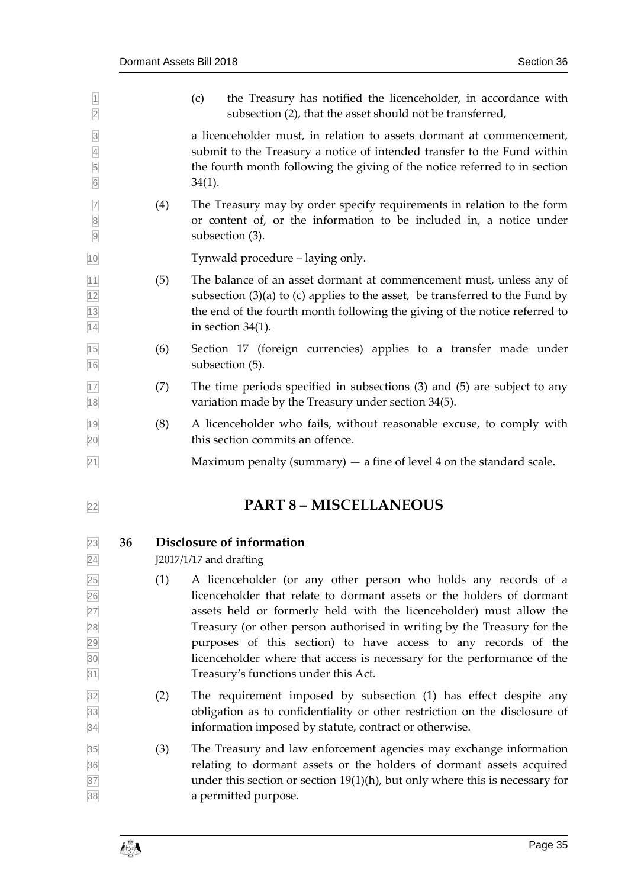(c) the Treasury has notified the licenceholder, in accordance with subsection (2), that the asset should not be transferred,

a licenceholder must, in relation to assets dormant at commencement, submit to the Treasury a notice of intended transfer to the Fund within the fourth month following the giving of the notice referred to in section 34(1).

(4) The Treasury may by order specify requirements in relation to the form or content of, or the information to be included in, a notice under subsection (3).

Tynwald procedure – laying only.

(5) The balance of an asset dormant at commencement must, unless any of subsection (3)(a) to (c) applies to the asset, be transferred to the Fund by the end of the fourth month following the giving of the notice referred to in section 34(1).

(6) Section 17 (foreign currencies) applies to a transfer made under subsection (5).

(7) The time periods specified in subsections (3) and (5) are subject to any variation made by the Treasury under section 34(5).

(8) A licenceholder who fails, without reasonable excuse, to comply with this section commits an offence.

Maximum penalty (summary) — a fine of level 4 on the standard scale.

# PART 8 – MISCELLANEOUS

## 36 Disclosure of information

J2017/1/17 and drafting

(1) A licenceholder (or any other person who holds any records of a licenceholder that relate to dormant assets or the holders of dormant assets held or formerly held with the licenceholder) must allow the Treasury (or other person authorised in writing by the Treasury for the purposes of this section) to have access to any records of the licenceholder where that access is necessary for the performance of the Treasury's functions under this Act.

(2) The requirement imposed by subsection (1) has effect despite any obligation as to confidentiality or other restriction on the disclosure of information imposed by statute, contract or otherwise.

(3) The Treasury and law enforcement agencies may exchange information relating to dormant assets or the holders of dormant assets acquired under this section or section 19(1)(h), but only where this is necessary for a permitted purpose.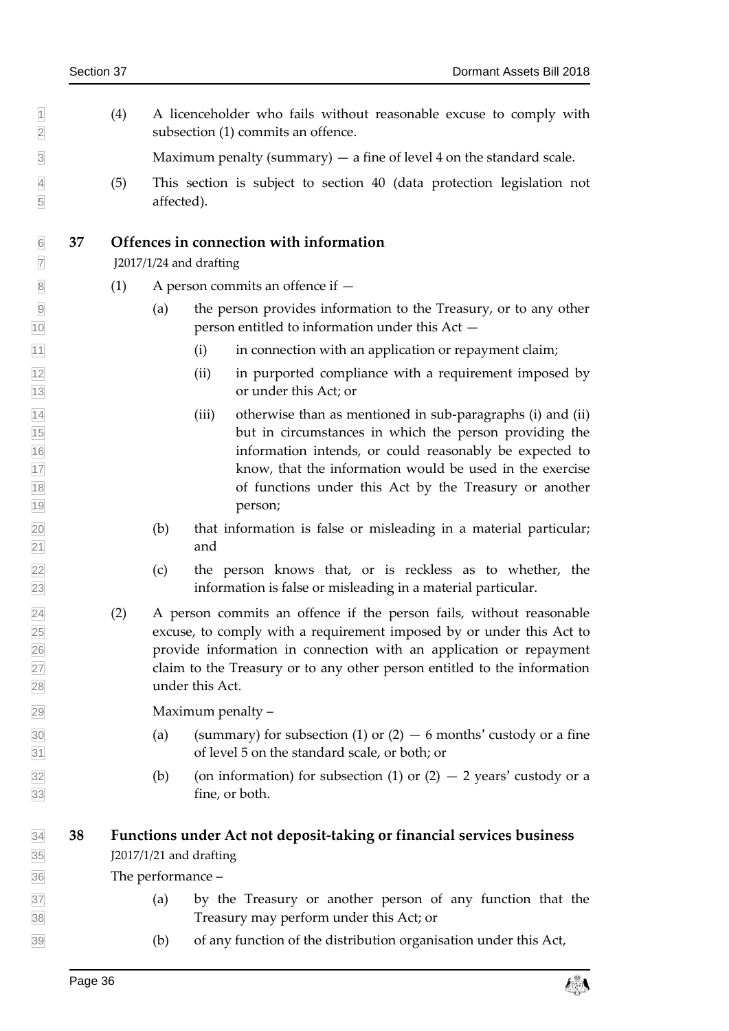(4) A licenceholder who fails without reasonable excuse to comply with subsection (1) commits an offence.

Maximum penalty (summary) — a fine of level 4 on the standard scale.

(5) This section is subject to section 40 (data protection legislation not affected).

## 37 Offences in connection with information

J2017/1/24 and drafting

(1) A person commits an offence if —

(a) the person provides information to the Treasury, or to any other person entitled to information under this Act —

(i) in connection with an application or repayment claim;

(ii) in purported compliance with a requirement imposed by or under this Act; or

(iii) otherwise than as mentioned in sub-paragraphs (i) and (ii) but in circumstances in which the person providing the information intends, or could reasonably be expected to know, that the information would be used in the exercise of functions under this Act by the Treasury or another person;

(b) that information is false or misleading in a material particular; and

(c) the person knows that, or is reckless as to whether, the information is false or misleading in a material particular.

(2) A person commits an offence if the person fails, without reasonable excuse, to comply with a requirement imposed by or under this Act to provide information in connection with an application or repayment claim to the Treasury or to any other person entitled to the information under this Act.

Maximum penalty –

(a) (summary) for subsection (1) or (2) — 6 months' custody or a fine of level 5 on the standard scale, or both; or

(b) (on information) for subsection (1) or (2) — 2 years' custody or a fine, or both.

## 38 Functions under Act not deposit-taking or financial services business

J2017/1/21 and drafting

The performance –

(a) by the Treasury or another person of any function that the Treasury may perform under this Act; or

(b) of any function of the distribution organisation under this Act,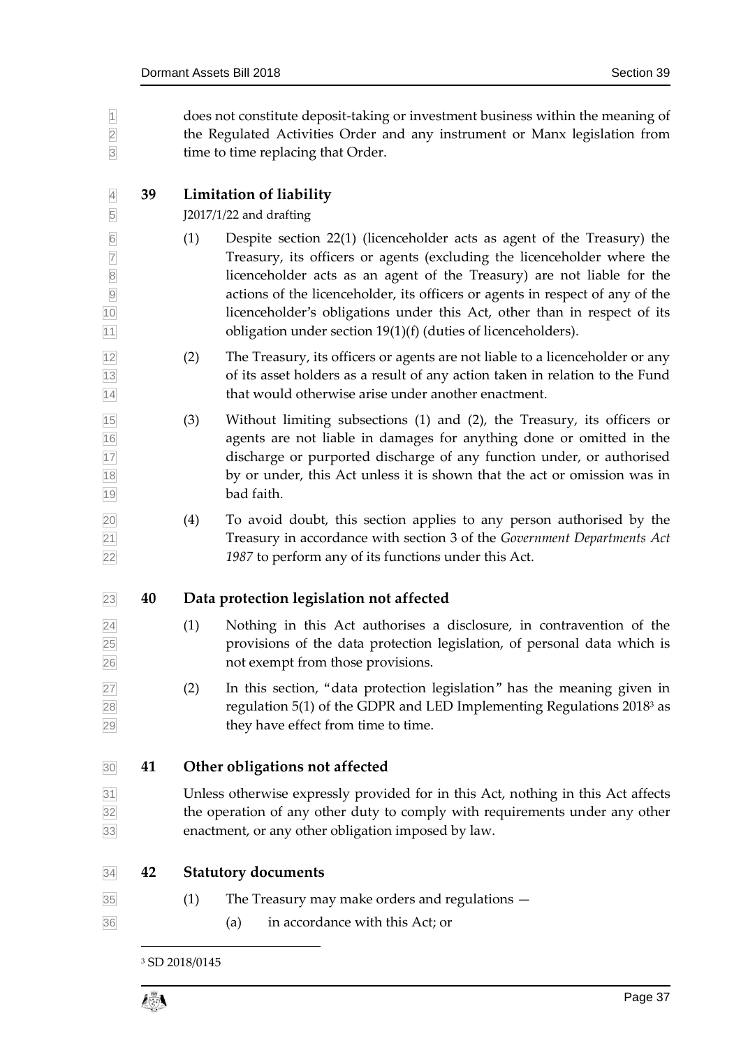does not constitute deposit-taking or investment business within the meaning of the Regulated Activities Order and any instrument or Manx legislation from time to time replacing that Order.

## 39 Limitation of liability

J2017/1/22 and drafting

(1) Despite section 22(1) (licenceholder acts as agent of the Treasury) the Treasury, its officers or agents (excluding the licenceholder where the licenceholder acts as an agent of the Treasury) are not liable for the actions of the licenceholder, its officers or agents in respect of any of the licenceholder's obligations under this Act, other than in respect of its obligation under section 19(1)(f) (duties of licenceholders).

(2) The Treasury, its officers or agents are not liable to a licenceholder or any of its asset holders as a result of any action taken in relation to the Fund that would otherwise arise under another enactment.

(3) Without limiting subsections (1) and (2), the Treasury, its officers or agents are not liable in damages for anything done or omitted in the discharge or purported discharge of any function under, or authorised by or under, this Act unless it is shown that the act or omission was in bad faith.

(4) To avoid doubt, this section applies to any person authorised by the Treasury in accordance with section 3 of the *Government Departments Act 1987* to perform any of its functions under this Act.

## 40 Data protection legislation not affected

(1) Nothing in this Act authorises a disclosure, in contravention of the provisions of the data protection legislation, of personal data which is not exempt from those provisions.

(2) In this section, "data protection legislation" has the meaning given in regulation 5(1) of the GDPR and LED Implementing Regulations 2018[3] as they have effect from time to time.

## 41 Other obligations not affected

Unless otherwise expressly provided for in this Act, nothing in this Act affects the operation of any other duty to comply with requirements under any other enactment, or any other obligation imposed by law.

## 42 Statutory documents

(1) The Treasury may make orders and regulations —

(a) in accordance with this Act; or

---

[3] SD 2018/0145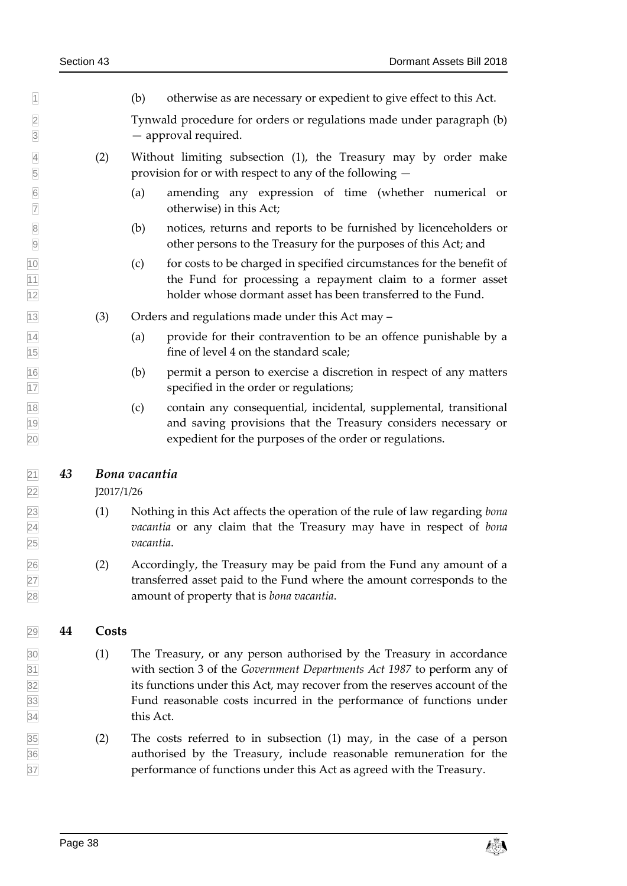(b) otherwise as are necessary or expedient to give effect to this Act.

Tynwald procedure for orders or regulations made under paragraph (b) — approval required.

(2) Without limiting subsection (1), the Treasury may by order make provision for or with respect to any of the following —

(a) amending any expression of time (whether numerical or otherwise) in this Act;

(b) notices, returns and reports to be furnished by licenceholders or other persons to the Treasury for the purposes of this Act; and

(c) for costs to be charged in specified circumstances for the benefit of the Fund for processing a repayment claim to a former asset holder whose dormant asset has been transferred to the Fund.

(3) Orders and regulations made under this Act may –

(a) provide for their contravention to be an offence punishable by a fine of level 4 on the standard scale;

(b) permit a person to exercise a discretion in respect of any matters specified in the order or regulations;

(c) contain any consequential, incidental, supplemental, transitional and saving provisions that the Treasury considers necessary or expedient for the purposes of the order or regulations.

## *43 Bona vacantia*

J2017/1/26

(1) Nothing in this Act affects the operation of the rule of law regarding *bona vacantia* or any claim that the Treasury may have in respect of *bona vacantia*.

(2) Accordingly, the Treasury may be paid from the Fund any amount of a transferred asset paid to the Fund where the amount corresponds to the amount of property that is *bona vacantia*.

## **44 Costs**

(1) The Treasury, or any person authorised by the Treasury in accordance with section 3 of the *Government Departments Act 1987* to perform any of its functions under this Act, may recover from the reserves account of the Fund reasonable costs incurred in the performance of functions under this Act.

(2) The costs referred to in subsection (1) may, in the case of a person authorised by the Treasury, include reasonable remuneration for the performance of functions under this Act as agreed with the Treasury.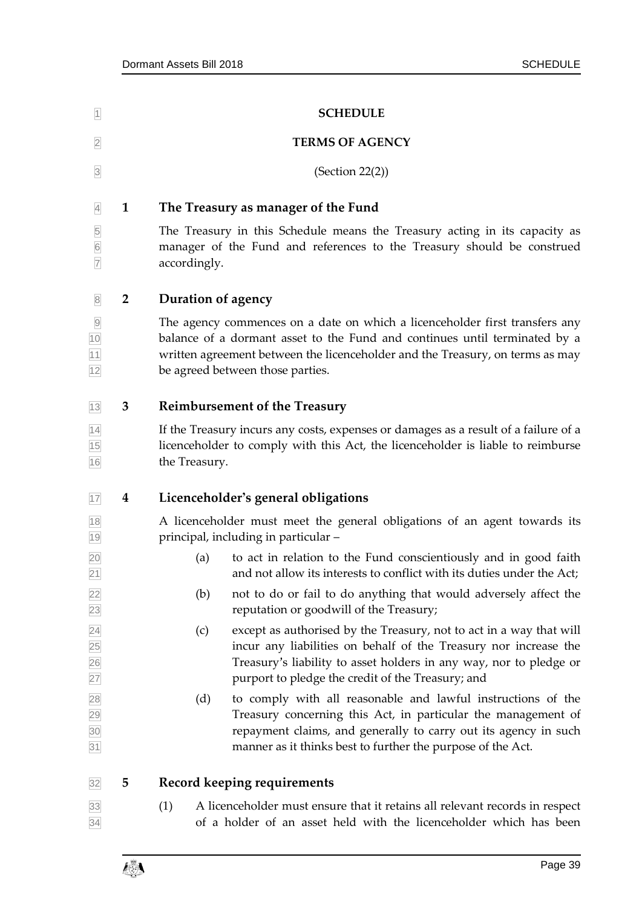# SCHEDULE

## TERMS OF AGENCY

(Section 22(2))

### 1 The Treasury as manager of the Fund

The Treasury in this Schedule means the Treasury acting in its capacity as manager of the Fund and references to the Treasury should be construed accordingly.

### 2 Duration of agency

The agency commences on a date on which a licenceholder first transfers any balance of a dormant asset to the Fund and continues until terminated by a written agreement between the licenceholder and the Treasury, on terms as may be agreed between those parties.

### 3 Reimbursement of the Treasury

If the Treasury incurs any costs, expenses or damages as a result of a failure of a licenceholder to comply with this Act, the licenceholder is liable to reimburse the Treasury.

### 4 Licenceholder's general obligations

A licenceholder must meet the general obligations of an agent towards its principal, including in particular –

(a) to act in relation to the Fund conscientiously and in good faith and not allow its interests to conflict with its duties under the Act;

(b) not to do or fail to do anything that would adversely affect the reputation or goodwill of the Treasury;

(c) except as authorised by the Treasury, not to act in a way that will incur any liabilities on behalf of the Treasury nor increase the Treasury's liability to asset holders in any way, nor to pledge or purport to pledge the credit of the Treasury; and

(d) to comply with all reasonable and lawful instructions of the Treasury concerning this Act, in particular the management of repayment claims, and generally to carry out its agency in such manner as it thinks best to further the purpose of the Act.

### 5 Record keeping requirements

(1) A licenceholder must ensure that it retains all relevant records in respect of a holder of an asset held with the licenceholder which has been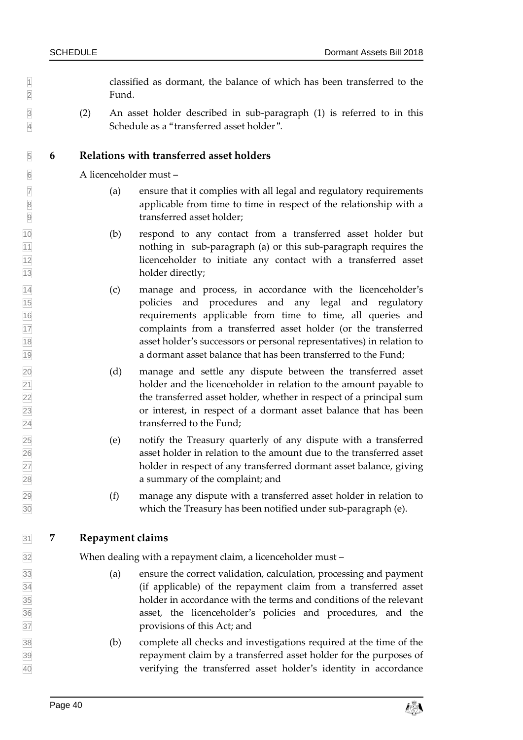classified as dormant, the balance of which has been transferred to the Fund.

(2) An asset holder described in sub-paragraph (1) is referred to in this Schedule as a "transferred asset holder".

## 6 Relations with transferred asset holders

A licenceholder must –

(a) ensure that it complies with all legal and regulatory requirements applicable from time to time in respect of the relationship with a transferred asset holder;

(b) respond to any contact from a transferred asset holder but nothing in sub-paragraph (a) or this sub-paragraph requires the licenceholder to initiate any contact with a transferred asset holder directly;

(c) manage and process, in accordance with the licenceholder's policies and procedures and any legal and regulatory requirements applicable from time to time, all queries and complaints from a transferred asset holder (or the transferred asset holder's successors or personal representatives) in relation to a dormant asset balance that has been transferred to the Fund;

(d) manage and settle any dispute between the transferred asset holder and the licenceholder in relation to the amount payable to the transferred asset holder, whether in respect of a principal sum or interest, in respect of a dormant asset balance that has been transferred to the Fund;

(e) notify the Treasury quarterly of any dispute with a transferred asset holder in relation to the amount due to the transferred asset holder in respect of any transferred dormant asset balance, giving a summary of the complaint; and

(f) manage any dispute with a transferred asset holder in relation to which the Treasury has been notified under sub-paragraph (e).

## 7 Repayment claims

When dealing with a repayment claim, a licenceholder must –

(a) ensure the correct validation, calculation, processing and payment (if applicable) of the repayment claim from a transferred asset holder in accordance with the terms and conditions of the relevant asset, the licenceholder's policies and procedures, and the provisions of this Act; and

(b) complete all checks and investigations required at the time of the repayment claim by a transferred asset holder for the purposes of verifying the transferred asset holder's identity in accordance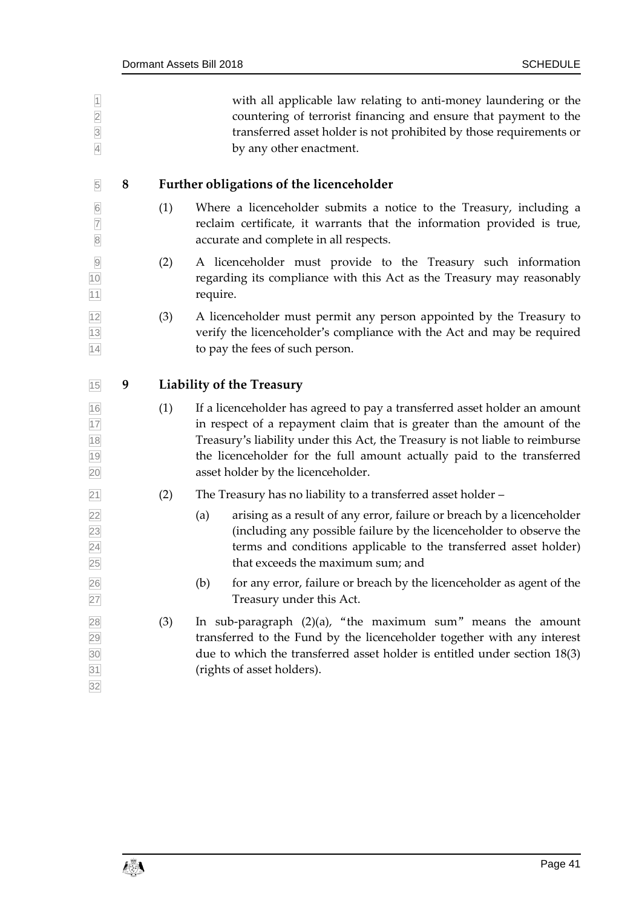with all applicable law relating to anti-money laundering or the countering of terrorist financing and ensure that payment to the transferred asset holder is not prohibited by those requirements or by any other enactment.

## 8 Further obligations of the licenceholder

(1) Where a licenceholder submits a notice to the Treasury, including a reclaim certificate, it warrants that the information provided is true, accurate and complete in all respects.

(2) A licenceholder must provide to the Treasury such information regarding its compliance with this Act as the Treasury may reasonably require.

(3) A licenceholder must permit any person appointed by the Treasury to verify the licenceholder's compliance with the Act and may be required to pay the fees of such person.

## 9 Liability of the Treasury

(1) If a licenceholder has agreed to pay a transferred asset holder an amount in respect of a repayment claim that is greater than the amount of the Treasury's liability under this Act, the Treasury is not liable to reimburse the licenceholder for the full amount actually paid to the transferred asset holder by the licenceholder.

(2) The Treasury has no liability to a transferred asset holder –

(a) arising as a result of any error, failure or breach by a licenceholder (including any possible failure by the licenceholder to observe the terms and conditions applicable to the transferred asset holder) that exceeds the maximum sum; and

(b) for any error, failure or breach by the licenceholder as agent of the Treasury under this Act.

(3) In sub-paragraph (2)(a), "the maximum sum" means the amount transferred to the Fund by the licenceholder together with any interest due to which the transferred asset holder is entitled under section 18(3) (rights of asset holders).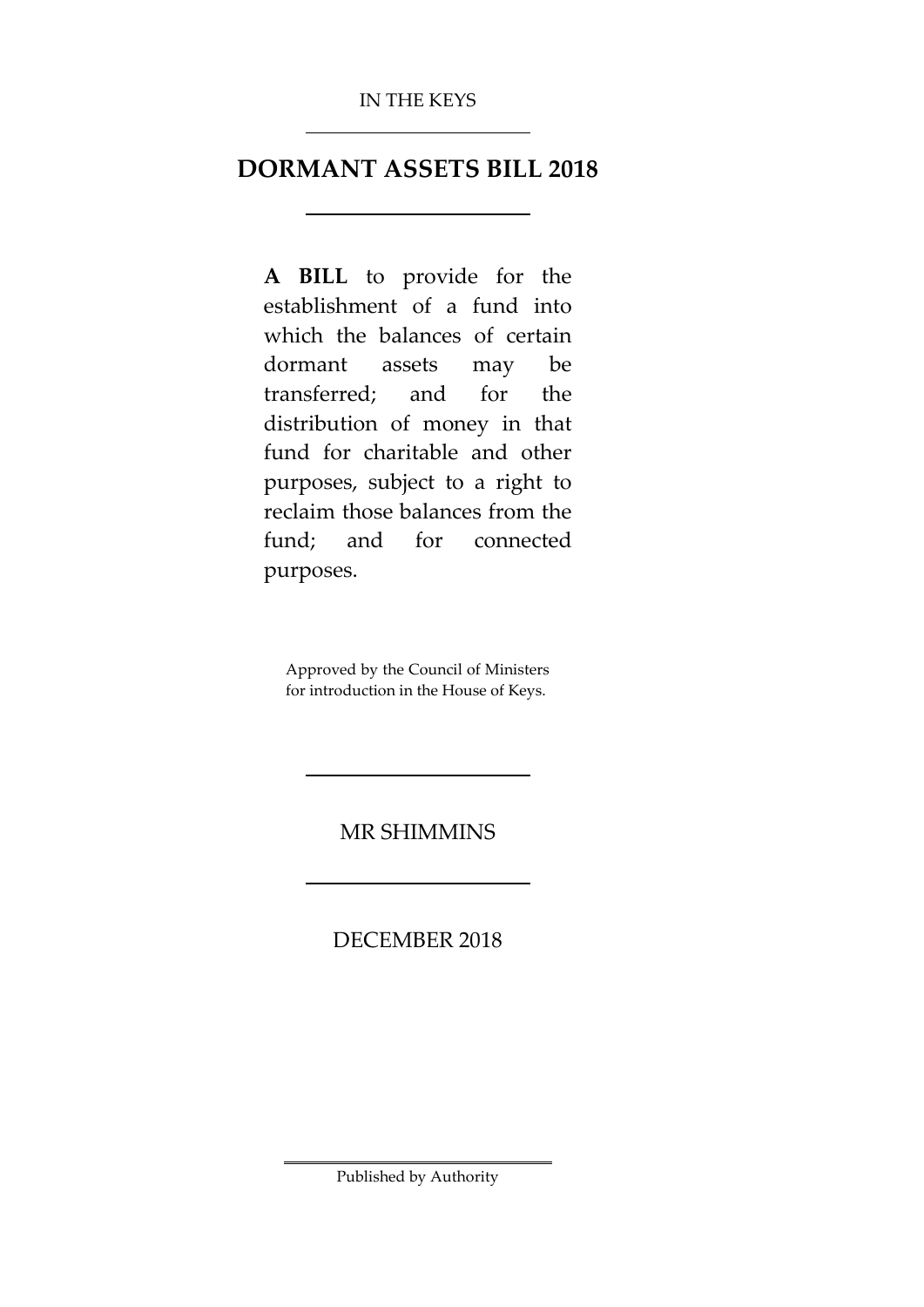IN THE KEYS

# DORMANT ASSETS BILL 2018

**A BILL** to provide for the establishment of a fund into which the balances of certain dormant assets may be transferred; and for the distribution of money in that fund for charitable and other purposes, subject to a right to reclaim those balances from the fund; and for connected purposes.

Approved by the Council of Ministers for introduction in the House of Keys.

MR SHIMMINS

DECEMBER 2018

Published by Authority